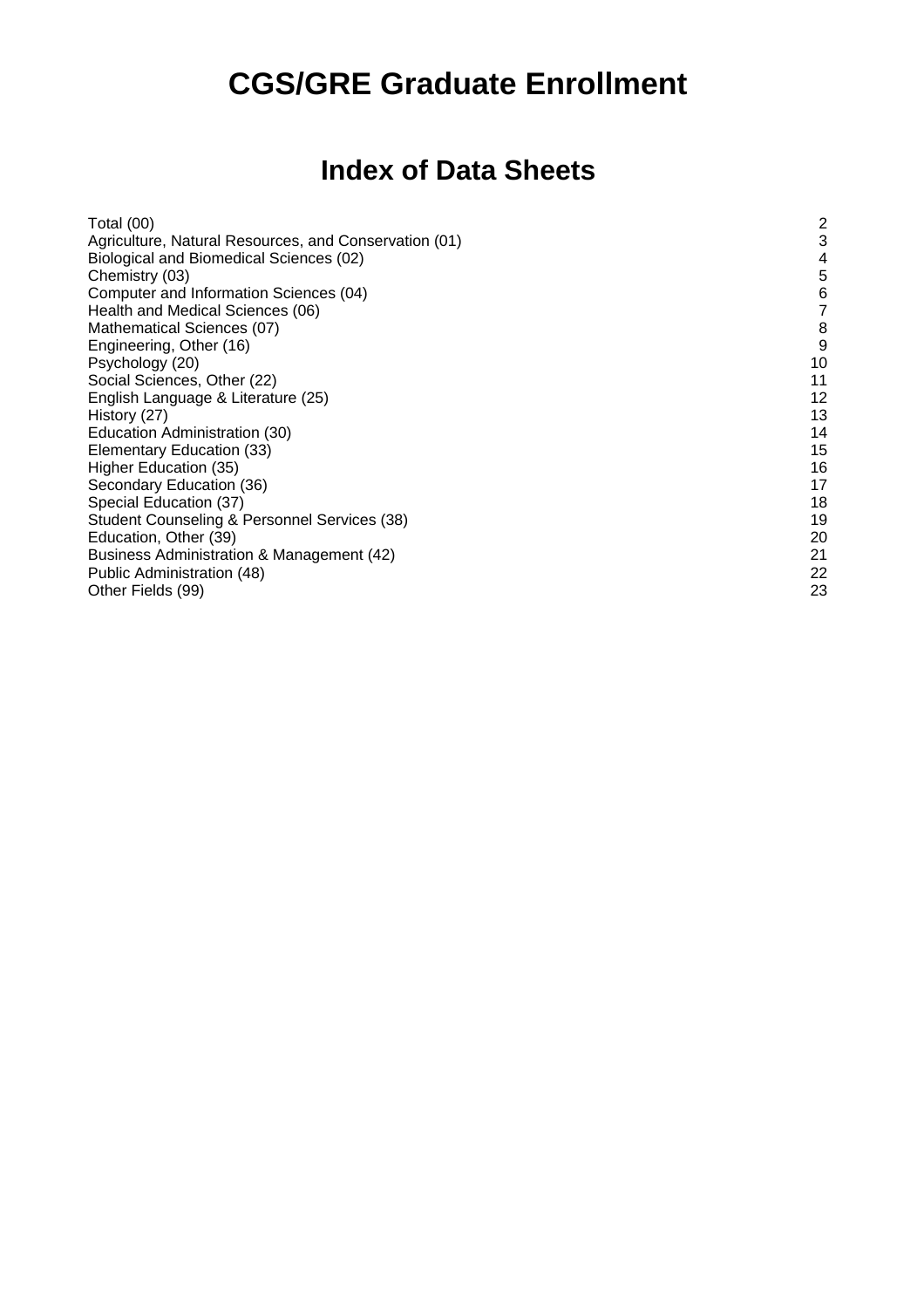# CGS/GRE Graduate Enrollment

## Index of Data Sheets

| | |
|---|---|
| Total (00) | 2 |
| Agriculture, Natural Resources, and Conservation (01) | 3 |
| Biological and Biomedical Sciences (02) | 4 |
| Chemistry (03) | 5 |
| Computer and Information Sciences (04) | 6 |
| Health and Medical Sciences (06) | 7 |
| Mathematical Sciences (07) | 8 |
| Engineering, Other (16) | 9 |
| Psychology (20) | 10 |
| Social Sciences, Other (22) | 11 |
| English Language & Literature (25) | 12 |
| History (27) | 13 |
| Education Administration (30) | 14 |
| Elementary Education (33) | 15 |
| Higher Education (35) | 16 |
| Secondary Education (36) | 17 |
| Special Education (37) | 18 |
| Student Counseling & Personnel Services (38) | 19 |
| Education, Other (39) | 20 |
| Business Administration & Management (42) | 21 |
| Public Administration (48) | 22 |
| Other Fields (99) | 23 |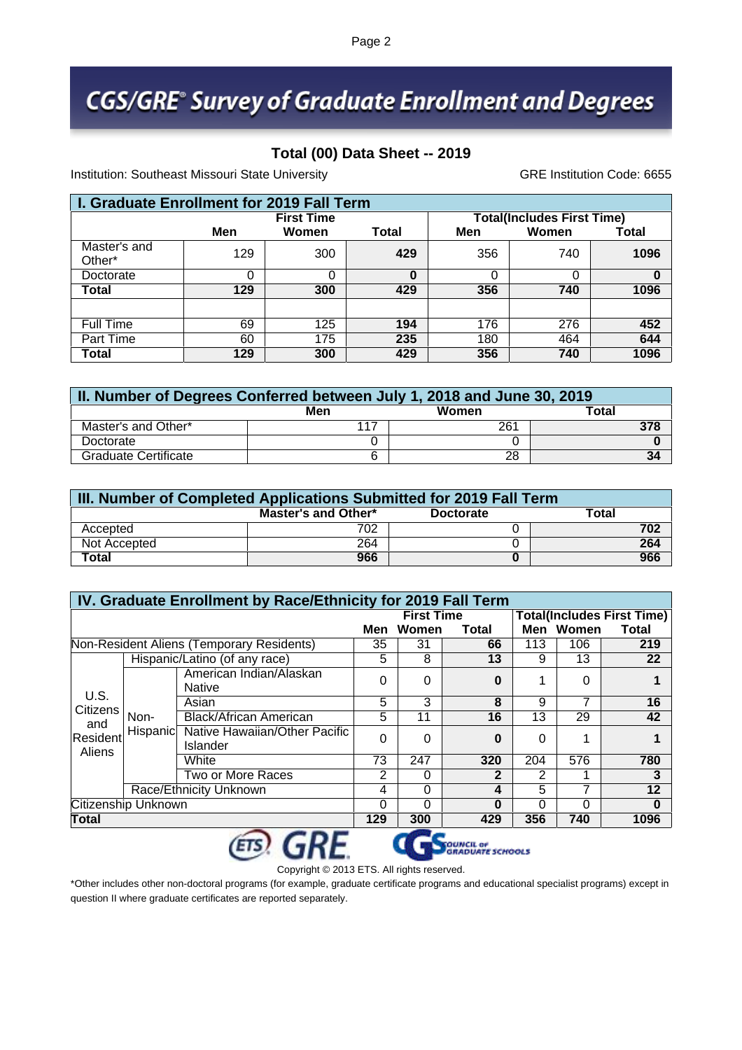# CGS/GRE® Survey of Graduate Enrollment and Degrees

## Total (00) Data Sheet -- 2019

Institution: Southeast Missouri State University

GRE Institution Code: 6655

### I. Graduate Enrollment for 2019 Fall Term

| | First Time | | | Total(Includes First Time) | | |
|---|---|---|---|---|---|---|
| | Men | Women | Total | Men | Women | Total |
| Master's and Other* | 129 | 300 | **429** | 356 | 740 | **1096** |
| Doctorate | 0 | 0 | **0** | 0 | 0 | **0** |
| **Total** | **129** | **300** | **429** | **356** | **740** | **1096** |
| | | | | | | |
| Full Time | 69 | 125 | **194** | 176 | 276 | **452** |
| Part Time | 60 | 175 | **235** | 180 | 464 | **644** |
| **Total** | **129** | **300** | **429** | **356** | **740** | **1096** |

### II. Number of Degrees Conferred between July 1, 2018 and June 30, 2019

| | Men | Women | Total |
|---|---|---|---|
| Master's and Other* | 117 | 261 | **378** |
| Doctorate | 0 | 0 | **0** |
| Graduate Certificate | 6 | 28 | **34** |

### III. Number of Completed Applications Submitted for 2019 Fall Term

| | Master's and Other* | Doctorate | Total |
|---|---|---|---|
| Accepted | 702 | 0 | **702** |
| Not Accepted | 264 | 0 | **264** |
| **Total** | **966** | **0** | **966** |

### IV. Graduate Enrollment by Race/Ethnicity for 2019 Fall Term

| | | | First Time | | | Total(Includes First Time) | | |
|---|---|---|---|---|---|---|---|---|
| | | | Men | Women | Total | Men | Women | Total |
| Non-Resident Aliens (Temporary Residents) | | | 35 | 31 | **66** | 113 | 106 | **219** |
| U.S. Citizens and Resident Aliens | Hispanic/Latino (of any race) | | 5 | 8 | **13** | 9 | 13 | **22** |
| | Non-Hispanic | American Indian/Alaskan Native | 0 | 0 | **0** | 1 | 0 | **1** |
| | | Asian | 5 | 3 | **8** | 9 | 7 | **16** |
| | | Black/African American | 5 | 11 | **16** | 13 | 29 | **42** |
| | | Native Hawaiian/Other Pacific Islander | 0 | 0 | **0** | 0 | 1 | **1** |
| | | White | 73 | 247 | **320** | 204 | 576 | **780** |
| | | Two or More Races | 2 | 0 | **2** | 2 | 1 | **3** |
| | Race/Ethnicity Unknown | | 4 | 0 | **4** | 5 | 7 | **12** |
| Citizenship Unknown | | | 0 | 0 | **0** | 0 | 0 | **0** |
| **Total** | | | **129** | **300** | **429** | **356** | **740** | **1096** |

Copyright © 2013 ETS. All rights reserved.

*Other includes other non-doctoral programs (for example, graduate certificate programs and educational specialist programs) except in question II where graduate certificates are reported separately.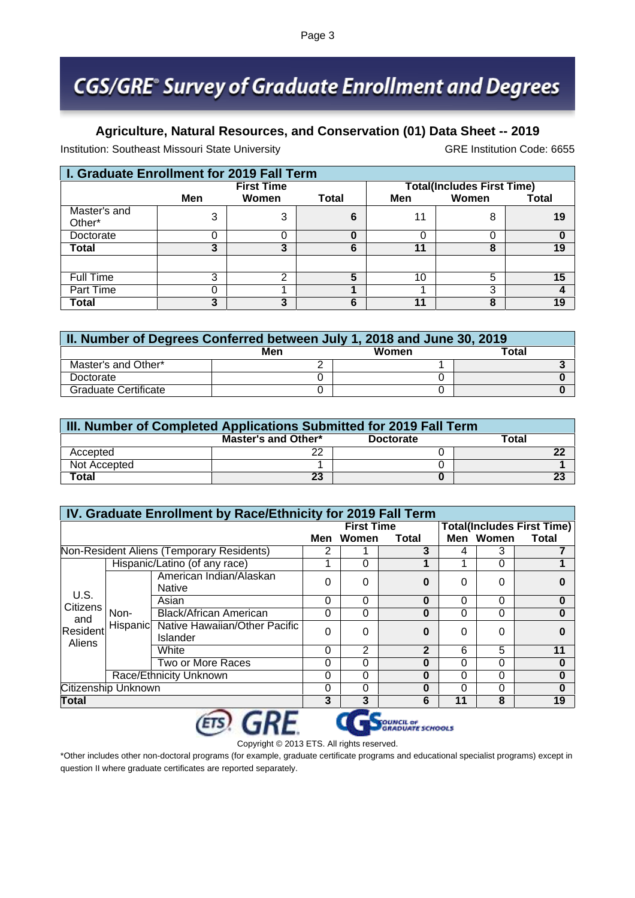# CGS/GRE® Survey of Graduate Enrollment and Degrees

## Agriculture, Natural Resources, and Conservation (01) Data Sheet -- 2019

Institution: Southeast Missouri State University

GRE Institution Code: 6655

### I. Graduate Enrollment for 2019 Fall Term

| | First Time | | | Total(Includes First Time) | | |
|---|---|---|---|---|---|---|
| | Men | Women | Total | Men | Women | Total |
| Master's and Other* | 3 | 3 | **6** | 11 | 8 | **19** |
| Doctorate | 0 | 0 | **0** | 0 | 0 | **0** |
| **Total** | **3** | **3** | **6** | **11** | **8** | **19** |
| | | | | | | |
| Full Time | 3 | 2 | **5** | 10 | 5 | **15** |
| Part Time | 0 | 1 | **1** | 1 | 3 | **4** |
| **Total** | **3** | **3** | **6** | **11** | **8** | **19** |

### II. Number of Degrees Conferred between July 1, 2018 and June 30, 2019

| | Men | Women | Total |
|---|---|---|---|
| Master's and Other* | 2 | 1 | **3** |
| Doctorate | 0 | 0 | **0** |
| Graduate Certificate | 0 | 0 | **0** |

### III. Number of Completed Applications Submitted for 2019 Fall Term

| | Master's and Other* | Doctorate | Total |
|---|---|---|---|
| Accepted | 22 | 0 | **22** |
| Not Accepted | 1 | 0 | **1** |
| **Total** | **23** | **0** | **23** |

### IV. Graduate Enrollment by Race/Ethnicity for 2019 Fall Term

| | | | First Time | | | Total(Includes First Time) | | |
|---|---|---|---|---|---|---|---|---|
| | | | Men | Women | Total | Men | Women | Total |
| Non-Resident Aliens (Temporary Residents) | | | 2 | 1 | **3** | 4 | 3 | **7** |
| U.S. Citizens and Resident Aliens | Hispanic/Latino (of any race) | | 1 | 0 | **1** | 1 | 0 | **1** |
| | Non-Hispanic | American Indian/Alaskan Native | 0 | 0 | **0** | 0 | 0 | **0** |
| | | Asian | 0 | 0 | **0** | 0 | 0 | **0** |
| | | Black/African American | 0 | 0 | **0** | 0 | 0 | **0** |
| | | Native Hawaiian/Other Pacific Islander | 0 | 0 | **0** | 0 | 0 | **0** |
| | | White | 0 | 2 | **2** | 6 | 5 | **11** |
| | | Two or More Races | 0 | 0 | **0** | 0 | 0 | **0** |
| | Race/Ethnicity Unknown | | 0 | 0 | **0** | 0 | 0 | **0** |
| Citizenship Unknown | | | 0 | 0 | **0** | 0 | 0 | **0** |
| **Total** | | | **3** | **3** | **6** | **11** | **8** | **19** |

Copyright © 2013 ETS. All rights reserved.

*Other includes other non-doctoral programs (for example, graduate certificate programs and educational specialist programs) except in question II where graduate certificates are reported separately.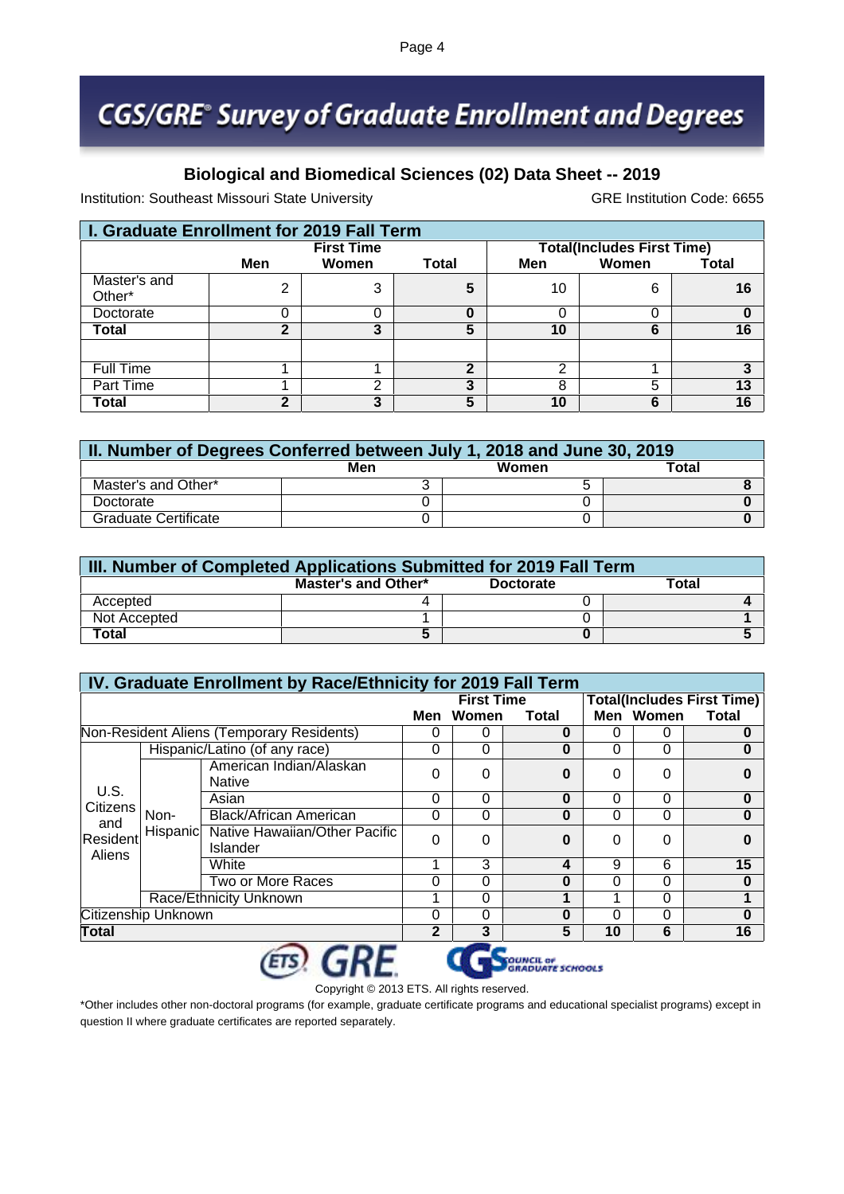# CGS/GRE® Survey of Graduate Enrollment and Degrees

## Biological and Biomedical Sciences (02) Data Sheet -- 2019

Institution: Southeast Missouri State University

GRE Institution Code: 6655

### I. Graduate Enrollment for 2019 Fall Term

| | First Time Men | First Time Women | First Time Total | Total(Includes First Time) Men | Total(Includes First Time) Women | Total(Includes First Time) Total |
|---|---|---|---|---|---|---|
| Master's and Other* | 2 | 3 | **5** | 10 | 6 | **16** |
| Doctorate | 0 | 0 | **0** | 0 | 0 | **0** |
| **Total** | **2** | **3** | **5** | **10** | **6** | **16** |
| | | | | | | |
| Full Time | 1 | 1 | **2** | 2 | 1 | **3** |
| Part Time | 1 | 2 | **3** | 8 | 5 | **13** |
| **Total** | **2** | **3** | **5** | **10** | **6** | **16** |

### II. Number of Degrees Conferred between July 1, 2018 and June 30, 2019

| | Men | Women | Total |
|---|---|---|---|
| Master's and Other* | 3 | 5 | **8** |
| Doctorate | 0 | 0 | **0** |
| Graduate Certificate | 0 | 0 | **0** |

### III. Number of Completed Applications Submitted for 2019 Fall Term

| | Master's and Other* | Doctorate | Total |
|---|---|---|---|
| Accepted | 4 | 0 | **4** |
| Not Accepted | 1 | 0 | **1** |
| **Total** | **5** | **0** | **5** |

### IV. Graduate Enrollment by Race/Ethnicity for 2019 Fall Term

| | | | First Time Men | First Time Women | First Time Total | Total(Includes First Time) Men | Total(Includes First Time) Women | Total(Includes First Time) Total |
|---|---|---|---|---|---|---|---|---|
| Non-Resident Aliens (Temporary Residents) | | | 0 | 0 | **0** | 0 | 0 | **0** |
| U.S. Citizens and Resident Aliens | Hispanic/Latino (of any race) | | 0 | 0 | **0** | 0 | 0 | **0** |
| | Non-Hispanic | American Indian/Alaskan Native | 0 | 0 | **0** | 0 | 0 | **0** |
| | | Asian | 0 | 0 | **0** | 0 | 0 | **0** |
| | | Black/African American | 0 | 0 | **0** | 0 | 0 | **0** |
| | | Native Hawaiian/Other Pacific Islander | 0 | 0 | **0** | 0 | 0 | **0** |
| | | White | 1 | 3 | **4** | 9 | 6 | **15** |
| | | Two or More Races | 0 | 0 | **0** | 0 | 0 | **0** |
| | Race/Ethnicity Unknown | | 1 | 0 | **1** | 1 | 0 | **1** |
| Citizenship Unknown | | | 0 | 0 | **0** | 0 | 0 | **0** |
| **Total** | | | **2** | **3** | **5** | **10** | **6** | **16** |

Copyright © 2013 ETS. All rights reserved.

*Other includes other non-doctoral programs (for example, graduate certificate programs and educational specialist programs) except in question II where graduate certificates are reported separately.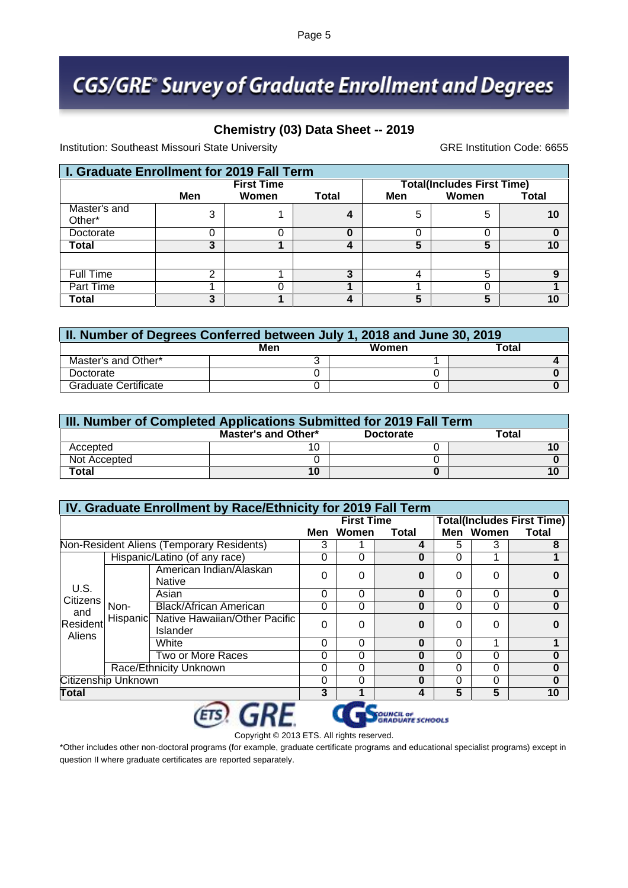# CGS/GRE® Survey of Graduate Enrollment and Degrees

## Chemistry (03) Data Sheet -- 2019

Institution: Southeast Missouri State University

GRE Institution Code: 6655

### I. Graduate Enrollment for 2019 Fall Term

| | First Time | | | Total(Includes First Time) | | |
|---|---|---|---|---|---|---|
| | Men | Women | Total | Men | Women | Total |
| Master's and Other* | 3 | 1 | **4** | 5 | 5 | **10** |
| Doctorate | 0 | 0 | **0** | 0 | 0 | **0** |
| **Total** | **3** | **1** | **4** | **5** | **5** | **10** |
| | | | | | | |
| Full Time | 2 | 1 | **3** | 4 | 5 | **9** |
| Part Time | 1 | 0 | **1** | 1 | 0 | **1** |
| **Total** | **3** | **1** | **4** | **5** | **5** | **10** |

### II. Number of Degrees Conferred between July 1, 2018 and June 30, 2019

| | Men | Women | Total |
|---|---|---|---|
| Master's and Other* | 3 | 1 | **4** |
| Doctorate | 0 | 0 | **0** |
| Graduate Certificate | 0 | 0 | **0** |

### III. Number of Completed Applications Submitted for 2019 Fall Term

| | Master's and Other* | Doctorate | Total |
|---|---|---|---|
| Accepted | 10 | 0 | **10** |
| Not Accepted | 0 | 0 | **0** |
| **Total** | **10** | **0** | **10** |

### IV. Graduate Enrollment by Race/Ethnicity for 2019 Fall Term

| | | | First Time | | | Total(Includes First Time) | | |
|---|---|---|---|---|---|---|---|---|
| | | | Men | Women | Total | Men | Women | Total |
| Non-Resident Aliens (Temporary Residents) | | | 3 | 1 | **4** | 5 | 3 | **8** |
| U.S. Citizens and Resident Aliens | Hispanic/Latino (of any race) | | 0 | 0 | **0** | 0 | 1 | **1** |
| | Non-Hispanic | American Indian/Alaskan Native | 0 | 0 | **0** | 0 | 0 | **0** |
| | | Asian | 0 | 0 | **0** | 0 | 0 | **0** |
| | | Black/African American | 0 | 0 | **0** | 0 | 0 | **0** |
| | | Native Hawaiian/Other Pacific Islander | 0 | 0 | **0** | 0 | 0 | **0** |
| | | White | 0 | 0 | **0** | 0 | 1 | **1** |
| | | Two or More Races | 0 | 0 | **0** | 0 | 0 | **0** |
| | Race/Ethnicity Unknown | | 0 | 0 | **0** | 0 | 0 | **0** |
| Citizenship Unknown | | | 0 | 0 | **0** | 0 | 0 | **0** |
| **Total** | | | **3** | **1** | **4** | **5** | **5** | **10** |

Copyright © 2013 ETS. All rights reserved.

*Other includes other non-doctoral programs (for example, graduate certificate programs and educational specialist programs) except in question II where graduate certificates are reported separately.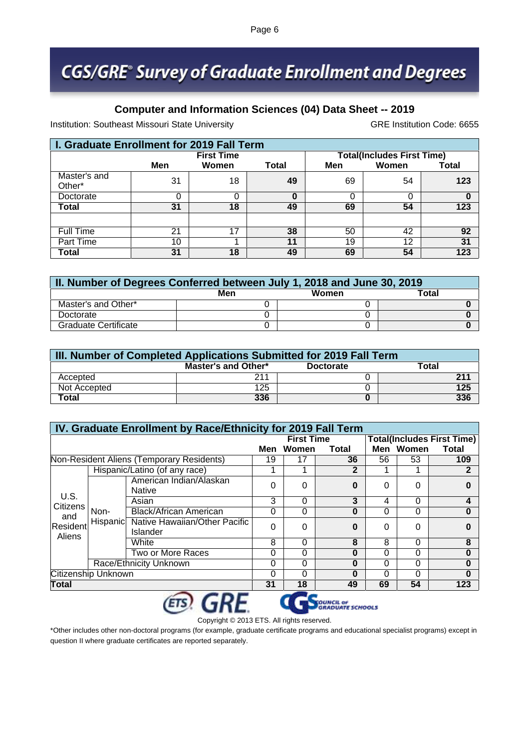# CGS/GRE® Survey of Graduate Enrollment and Degrees

### Computer and Information Sciences (04) Data Sheet -- 2019

Institution: Southeast Missouri State University

GRE Institution Code: 6655

| I. Graduate Enrollment for 2019 Fall Term | First Time | | | Total(Includes First Time) | | |
|---|---|---|---|---|---|---|
| | Men | Women | Total | Men | Women | Total |
| Master's and Other* | 31 | 18 | **49** | 69 | 54 | **123** |
| Doctorate | 0 | 0 | **0** | 0 | 0 | **0** |
| **Total** | **31** | **18** | **49** | **69** | **54** | **123** |
| | | | | | | |
| Full Time | 21 | 17 | **38** | 50 | 42 | **92** |
| Part Time | 10 | 1 | **11** | 19 | 12 | **31** |
| **Total** | **31** | **18** | **49** | **69** | **54** | **123** |

| II. Number of Degrees Conferred between July 1, 2018 and June 30, 2019 | Men | Women | Total |
|---|---|---|---|
| Master's and Other* | 0 | 0 | **0** |
| Doctorate | 0 | 0 | **0** |
| Graduate Certificate | 0 | 0 | **0** |

| III. Number of Completed Applications Submitted for 2019 Fall Term | Master's and Other* | Doctorate | Total |
|---|---|---|---|
| Accepted | 211 | 0 | **211** |
| Not Accepted | 125 | 0 | **125** |
| **Total** | **336** | **0** | **336** |

| IV. Graduate Enrollment by Race/Ethnicity for 2019 Fall Term | | | First Time | | | Total(Includes First Time) | | |
|---|---|---|---|---|---|---|---|---|
| | | | Men | Women | Total | Men | Women | Total |
| Non-Resident Aliens (Temporary Residents) | | | 19 | 17 | **36** | 56 | 53 | **109** |
| U.S. Citizens and Resident Aliens | Hispanic/Latino (of any race) | | 1 | 1 | **2** | 1 | 1 | **2** |
| | Non-Hispanic | American Indian/Alaskan Native | 0 | 0 | **0** | 0 | 0 | **0** |
| | | Asian | 3 | 0 | **3** | 4 | 0 | **4** |
| | | Black/African American | 0 | 0 | **0** | 0 | 0 | **0** |
| | | Native Hawaiian/Other Pacific Islander | 0 | 0 | **0** | 0 | 0 | **0** |
| | | White | 8 | 0 | **8** | 8 | 0 | **8** |
| | | Two or More Races | 0 | 0 | **0** | 0 | 0 | **0** |
| | Race/Ethnicity Unknown | | 0 | 0 | **0** | 0 | 0 | **0** |
| Citizenship Unknown | | | 0 | 0 | **0** | 0 | 0 | **0** |
| **Total** | | | **31** | **18** | **49** | **69** | **54** | **123** |

Copyright © 2013 ETS. All rights reserved.

*Other includes other non-doctoral programs (for example, graduate certificate programs and educational specialist programs) except in question II where graduate certificates are reported separately.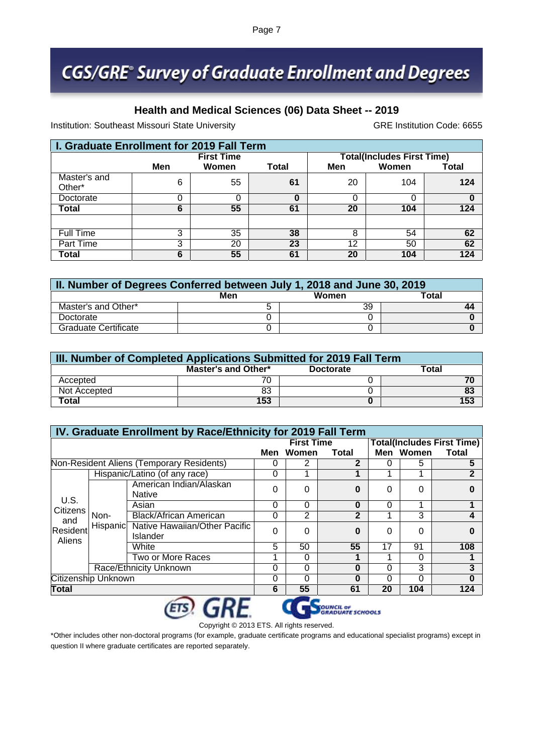# CGS/GRE® Survey of Graduate Enrollment and Degrees

## Health and Medical Sciences (06) Data Sheet -- 2019

Institution: Southeast Missouri State University

GRE Institution Code: 6655

### I. Graduate Enrollment for 2019 Fall Term

| | First Time | | | Total(Includes First Time) | | |
|---|---|---|---|---|---|---|
| | Men | Women | Total | Men | Women | Total |
| Master's and Other* | 6 | 55 | **61** | 20 | 104 | **124** |
| Doctorate | 0 | 0 | **0** | 0 | 0 | **0** |
| **Total** | **6** | **55** | **61** | **20** | **104** | **124** |
| | | | | | | |
| Full Time | 3 | 35 | **38** | 8 | 54 | **62** |
| Part Time | 3 | 20 | **23** | 12 | 50 | **62** |
| **Total** | **6** | **55** | **61** | **20** | **104** | **124** |

### II. Number of Degrees Conferred between July 1, 2018 and June 30, 2019

| | Men | Women | Total |
|---|---|---|---|
| Master's and Other* | 5 | 39 | **44** |
| Doctorate | 0 | 0 | **0** |
| Graduate Certificate | 0 | 0 | **0** |

### III. Number of Completed Applications Submitted for 2019 Fall Term

| | Master's and Other* | Doctorate | Total |
|---|---|---|---|
| Accepted | 70 | 0 | **70** |
| Not Accepted | 83 | 0 | **83** |
| **Total** | **153** | **0** | **153** |

### IV. Graduate Enrollment by Race/Ethnicity for 2019 Fall Term

| | | | First Time | | | Total(Includes First Time) | | |
|---|---|---|---|---|---|---|---|---|
| | | | Men | Women | Total | Men | Women | Total |
| Non-Resident Aliens (Temporary Residents) | | | 0 | 2 | **2** | 0 | 5 | **5** |
| U.S. Citizens and Resident Aliens | Hispanic/Latino (of any race) | | 0 | 1 | **1** | 1 | 1 | **2** |
| | Non-Hispanic | American Indian/Alaskan Native | 0 | 0 | **0** | 0 | 0 | **0** |
| | | Asian | 0 | 0 | **0** | 0 | 1 | **1** |
| | | Black/African American | 0 | 2 | **2** | 1 | 3 | **4** |
| | | Native Hawaiian/Other Pacific Islander | 0 | 0 | **0** | 0 | 0 | **0** |
| | | White | 5 | 50 | **55** | 17 | 91 | **108** |
| | | Two or More Races | 1 | 0 | **1** | 1 | 0 | **1** |
| | Race/Ethnicity Unknown | | 0 | 0 | **0** | 0 | 3 | **3** |
| Citizenship Unknown | | | 0 | 0 | **0** | 0 | 0 | **0** |
| **Total** | | | **6** | **55** | **61** | **20** | **104** | **124** |

Copyright © 2013 ETS. All rights reserved.

*Other includes other non-doctoral programs (for example, graduate certificate programs and educational specialist programs) except in question II where graduate certificates are reported separately.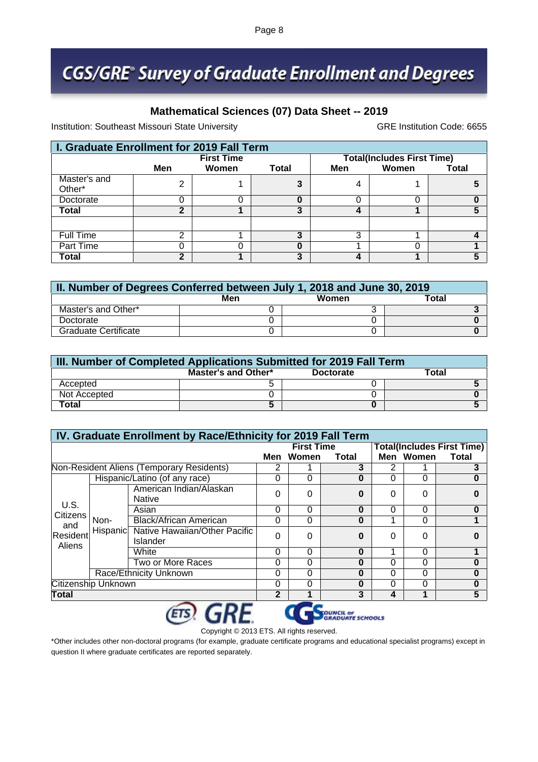# CGS/GRE® Survey of Graduate Enrollment and Degrees

## Mathematical Sciences (07) Data Sheet -- 2019

Institution: Southeast Missouri State University

GRE Institution Code: 6655

### I. Graduate Enrollment for 2019 Fall Term

| | First Time | | | Total(Includes First Time) | | |
|---|---|---|---|---|---|---|
| | Men | Women | Total | Men | Women | Total |
| Master's and Other* | 2 | 1 | **3** | 4 | 1 | **5** |
| Doctorate | 0 | 0 | **0** | 0 | 0 | **0** |
| **Total** | **2** | **1** | **3** | **4** | **1** | **5** |
| | | | | | | |
| Full Time | 2 | 1 | **3** | 3 | 1 | **4** |
| Part Time | 0 | 0 | **0** | 1 | 0 | **1** |
| **Total** | **2** | **1** | **3** | **4** | **1** | **5** |

### II. Number of Degrees Conferred between July 1, 2018 and June 30, 2019

| | Men | Women | Total |
|---|---|---|---|
| Master's and Other* | 0 | 3 | **3** |
| Doctorate | 0 | 0 | **0** |
| Graduate Certificate | 0 | 0 | **0** |

### III. Number of Completed Applications Submitted for 2019 Fall Term

| | Master's and Other* | Doctorate | Total |
|---|---|---|---|
| Accepted | 5 | 0 | **5** |
| Not Accepted | 0 | 0 | **0** |
| **Total** | **5** | **0** | **5** |

### IV. Graduate Enrollment by Race/Ethnicity for 2019 Fall Term

| | | | First Time | | | Total(Includes First Time) | | |
|---|---|---|---|---|---|---|---|---|
| | | | Men | Women | Total | Men | Women | Total |
| Non-Resident Aliens (Temporary Residents) | | | 2 | 1 | **3** | 2 | 1 | **3** |
| U.S. Citizens and Resident Aliens | Hispanic/Latino (of any race) | | 0 | 0 | **0** | 0 | 0 | **0** |
| | Non-Hispanic | American Indian/Alaskan Native | 0 | 0 | **0** | 0 | 0 | **0** |
| | | Asian | 0 | 0 | **0** | 0 | 0 | **0** |
| | | Black/African American | 0 | 0 | **0** | 1 | 0 | **1** |
| | | Native Hawaiian/Other Pacific Islander | 0 | 0 | **0** | 0 | 0 | **0** |
| | | White | 0 | 0 | **0** | 1 | 0 | **1** |
| | | Two or More Races | 0 | 0 | **0** | 0 | 0 | **0** |
| | Race/Ethnicity Unknown | | 0 | 0 | **0** | 0 | 0 | **0** |
| Citizenship Unknown | | | 0 | 0 | **0** | 0 | 0 | **0** |
| **Total** | | | **2** | **1** | **3** | **4** | **1** | **5** |

Copyright © 2013 ETS. All rights reserved.

*Other includes other non-doctoral programs (for example, graduate certificate programs and educational specialist programs) except in question II where graduate certificates are reported separately.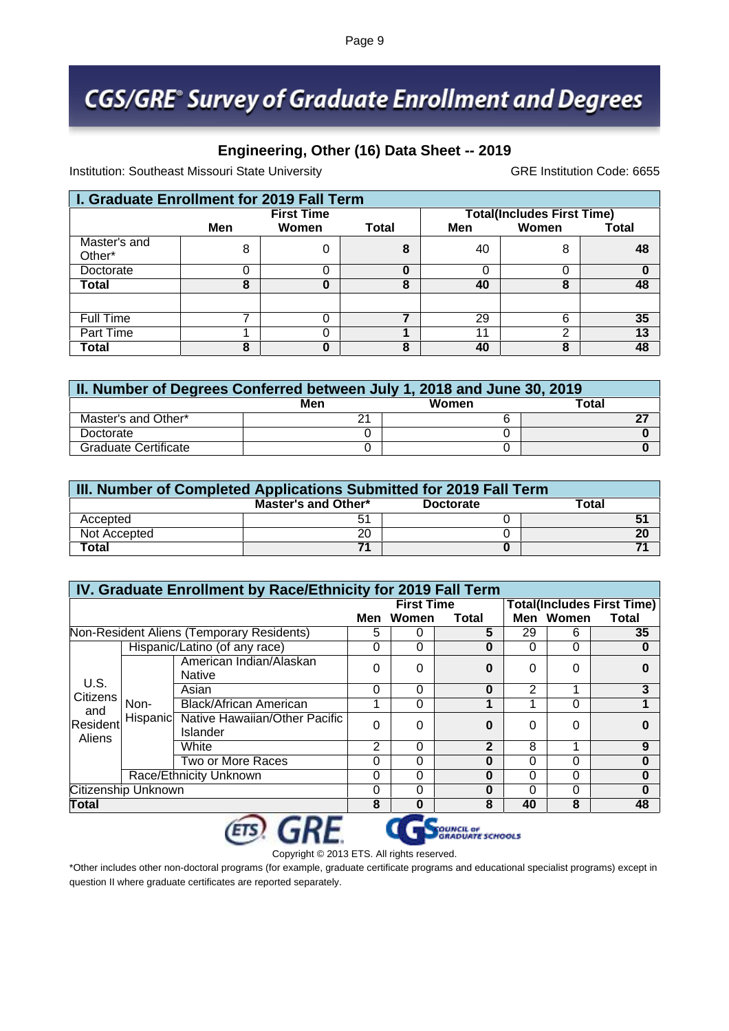# CGS/GRE® Survey of Graduate Enrollment and Degrees

## Engineering, Other (16) Data Sheet -- 2019

Institution: Southeast Missouri State University

GRE Institution Code: 6655

### I. Graduate Enrollment for 2019 Fall Term

| | First Time Men | First Time Women | First Time Total | Total (Includes First Time) Men | Total (Includes First Time) Women | Total (Includes First Time) Total |
|---|---|---|---|---|---|---|
| Master's and Other* | 8 | 0 | **8** | 40 | 8 | **48** |
| Doctorate | 0 | 0 | **0** | 0 | 0 | **0** |
| **Total** | **8** | **0** | **8** | **40** | **8** | **48** |
| | | | | | | |
| Full Time | 7 | 0 | **7** | 29 | 6 | **35** |
| Part Time | 1 | 0 | **1** | 11 | 2 | **13** |
| **Total** | **8** | **0** | **8** | **40** | **8** | **48** |

### II. Number of Degrees Conferred between July 1, 2018 and June 30, 2019

| | Men | Women | Total |
|---|---|---|---|
| Master's and Other* | 21 | 6 | **27** |
| Doctorate | 0 | 0 | **0** |
| Graduate Certificate | 0 | 0 | **0** |

### III. Number of Completed Applications Submitted for 2019 Fall Term

| | Master's and Other* | Doctorate | Total |
|---|---|---|---|
| Accepted | 51 | 0 | **51** |
| Not Accepted | 20 | 0 | **20** |
| **Total** | **71** | **0** | **71** |

### IV. Graduate Enrollment by Race/Ethnicity for 2019 Fall Term

| | | | First Time Men | First Time Women | First Time Total | Total (Includes First Time) Men | Total (Includes First Time) Women | Total (Includes First Time) Total |
|---|---|---|---|---|---|---|---|---|
| Non-Resident Aliens (Temporary Residents) | | | 5 | 0 | **5** | 29 | 6 | **35** |
| U.S. Citizens and Resident Aliens | Hispanic/Latino (of any race) | | 0 | 0 | **0** | 0 | 0 | **0** |
| | Non-Hispanic | American Indian/Alaskan Native | 0 | 0 | **0** | 0 | 0 | **0** |
| | | Asian | 0 | 0 | **0** | 2 | 1 | **3** |
| | | Black/African American | 1 | 0 | **1** | 1 | 0 | **1** |
| | | Native Hawaiian/Other Pacific Islander | 0 | 0 | **0** | 0 | 0 | **0** |
| | | White | 2 | 0 | **2** | 8 | 1 | **9** |
| | | Two or More Races | 0 | 0 | **0** | 0 | 0 | **0** |
| | Race/Ethnicity Unknown | | 0 | 0 | **0** | 0 | 0 | **0** |
| Citizenship Unknown | | | 0 | 0 | **0** | 0 | 0 | **0** |
| **Total** | | | **8** | **0** | **8** | **40** | **8** | **48** |

Copyright © 2013 ETS. All rights reserved.

*Other includes other non-doctoral programs (for example, graduate certificate programs and educational specialist programs) except in question II where graduate certificates are reported separately.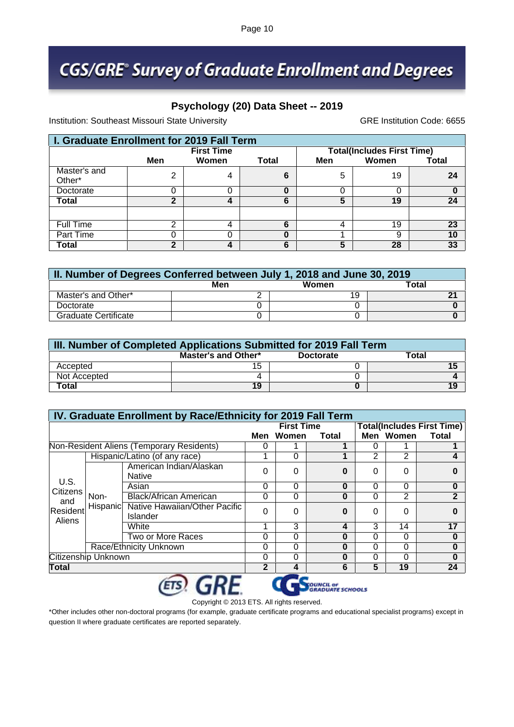# CGS/GRE® Survey of Graduate Enrollment and Degrees

## Psychology (20) Data Sheet -- 2019

Institution: Southeast Missouri State University

GRE Institution Code: 6655

| I. Graduate Enrollment for 2019 Fall Term | First Time | | | Total(Includes First Time) | | |
|---|---|---|---|---|---|---|
| | Men | Women | Total | Men | Women | Total |
| Master's and Other* | 2 | 4 | **6** | 5 | 19 | **24** |
| Doctorate | 0 | 0 | **0** | 0 | 0 | **0** |
| **Total** | **2** | **4** | **6** | **5** | **19** | **24** |
| | | | | | | |
| Full Time | 2 | 4 | **6** | 4 | 19 | **23** |
| Part Time | 0 | 0 | **0** | 1 | 9 | **10** |
| **Total** | **2** | **4** | **6** | **5** | **28** | **33** |

| II. Number of Degrees Conferred between July 1, 2018 and June 30, 2019 | Men | Women | Total |
|---|---|---|---|
| Master's and Other* | 2 | 19 | **21** |
| Doctorate | 0 | 0 | **0** |
| Graduate Certificate | 0 | 0 | **0** |

| III. Number of Completed Applications Submitted for 2019 Fall Term | Master's and Other* | Doctorate | Total |
|---|---|---|---|
| Accepted | 15 | 0 | **15** |
| Not Accepted | 4 | 0 | **4** |
| **Total** | **19** | **0** | **19** |

| IV. Graduate Enrollment by Race/Ethnicity for 2019 Fall Term | | | First Time | | | Total(Includes First Time) | | |
|---|---|---|---|---|---|---|---|---|
| | | | Men | Women | Total | Men | Women | Total |
| Non-Resident Aliens (Temporary Residents) | | | 0 | 1 | **1** | 0 | 1 | **1** |
| U.S. Citizens and Resident Aliens | Hispanic/Latino (of any race) | | 1 | 0 | **1** | 2 | 2 | **4** |
| | Non-Hispanic | American Indian/Alaskan Native | 0 | 0 | **0** | 0 | 0 | **0** |
| | | Asian | 0 | 0 | **0** | 0 | 0 | **0** |
| | | Black/African American | 0 | 0 | **0** | 0 | 2 | **2** |
| | | Native Hawaiian/Other Pacific Islander | 0 | 0 | **0** | 0 | 0 | **0** |
| | | White | 1 | 3 | **4** | 3 | 14 | **17** |
| | | Two or More Races | 0 | 0 | **0** | 0 | 0 | **0** |
| | Race/Ethnicity Unknown | | 0 | 0 | **0** | 0 | 0 | **0** |
| Citizenship Unknown | | | 0 | 0 | **0** | 0 | 0 | **0** |
| **Total** | | | **2** | **4** | **6** | **5** | **19** | **24** |

Copyright © 2013 ETS. All rights reserved.

*Other includes other non-doctoral programs (for example, graduate certificate programs and educational specialist programs) except in question II where graduate certificates are reported separately.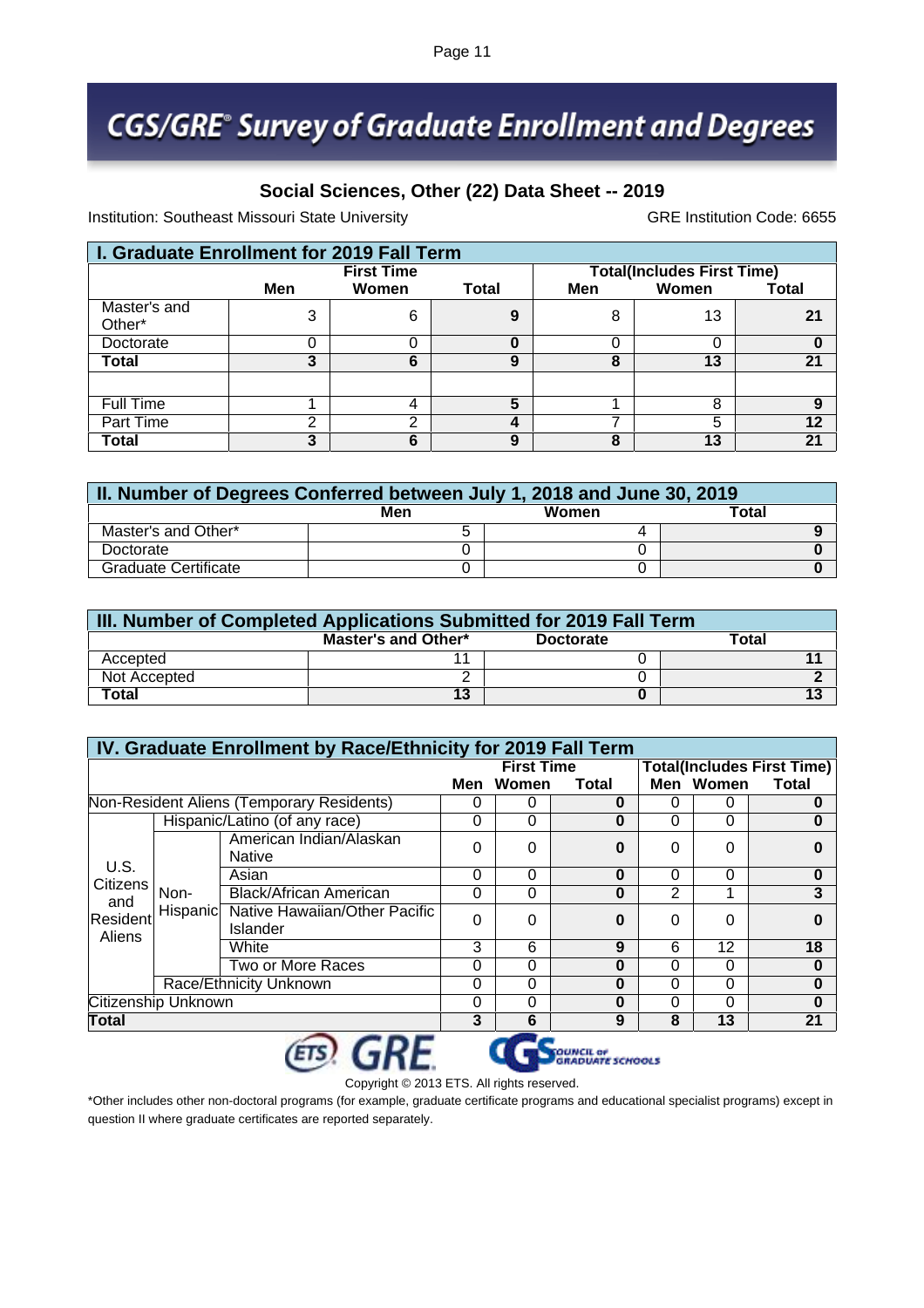# CGS/GRE® Survey of Graduate Enrollment and Degrees

## Social Sciences, Other (22) Data Sheet -- 2019

Institution: Southeast Missouri State University

GRE Institution Code: 6655

### I. Graduate Enrollment for 2019 Fall Term

| | First Time | | | Total(Includes First Time) | | |
|---|---|---|---|---|---|---|
| | Men | Women | Total | Men | Women | Total |
| Master's and Other* | 3 | 6 | **9** | 8 | 13 | **21** |
| Doctorate | 0 | 0 | **0** | 0 | 0 | **0** |
| **Total** | **3** | **6** | **9** | **8** | **13** | **21** |
| | | | | | | |
| Full Time | 1 | 4 | **5** | 1 | 8 | **9** |
| Part Time | 2 | 2 | **4** | 7 | 5 | **12** |
| **Total** | **3** | **6** | **9** | **8** | **13** | **21** |

### II. Number of Degrees Conferred between July 1, 2018 and June 30, 2019

| | Men | Women | Total |
|---|---|---|---|
| Master's and Other* | 5 | 4 | **9** |
| Doctorate | 0 | 0 | **0** |
| Graduate Certificate | 0 | 0 | **0** |

### III. Number of Completed Applications Submitted for 2019 Fall Term

| | Master's and Other* | Doctorate | Total |
|---|---|---|---|
| Accepted | 11 | 0 | **11** |
| Not Accepted | 2 | 0 | **2** |
| **Total** | **13** | **0** | **13** |

### IV. Graduate Enrollment by Race/Ethnicity for 2019 Fall Term

| | | | First Time | | | Total(Includes First Time) | | |
|---|---|---|---|---|---|---|---|---|
| | | | Men | Women | Total | Men | Women | Total |
| Non-Resident Aliens (Temporary Residents) | | | 0 | 0 | **0** | 0 | 0 | **0** |
| U.S. Citizens and Resident Aliens | Hispanic/Latino (of any race) | | 0 | 0 | **0** | 0 | 0 | **0** |
| | Non-Hispanic | American Indian/Alaskan Native | 0 | 0 | **0** | 0 | 0 | **0** |
| | | Asian | 0 | 0 | **0** | 0 | 0 | **0** |
| | | Black/African American | 0 | 0 | **0** | 2 | 1 | **3** |
| | | Native Hawaiian/Other Pacific Islander | 0 | 0 | **0** | 0 | 0 | **0** |
| | | White | 3 | 6 | **9** | 6 | 12 | **18** |
| | | Two or More Races | 0 | 0 | **0** | 0 | 0 | **0** |
| | Race/Ethnicity Unknown | | 0 | 0 | **0** | 0 | 0 | **0** |
| Citizenship Unknown | | | 0 | 0 | **0** | 0 | 0 | **0** |
| **Total** | | | **3** | **6** | **9** | **8** | **13** | **21** |

Copyright © 2013 ETS. All rights reserved.

*Other includes other non-doctoral programs (for example, graduate certificate programs and educational specialist programs) except in question II where graduate certificates are reported separately.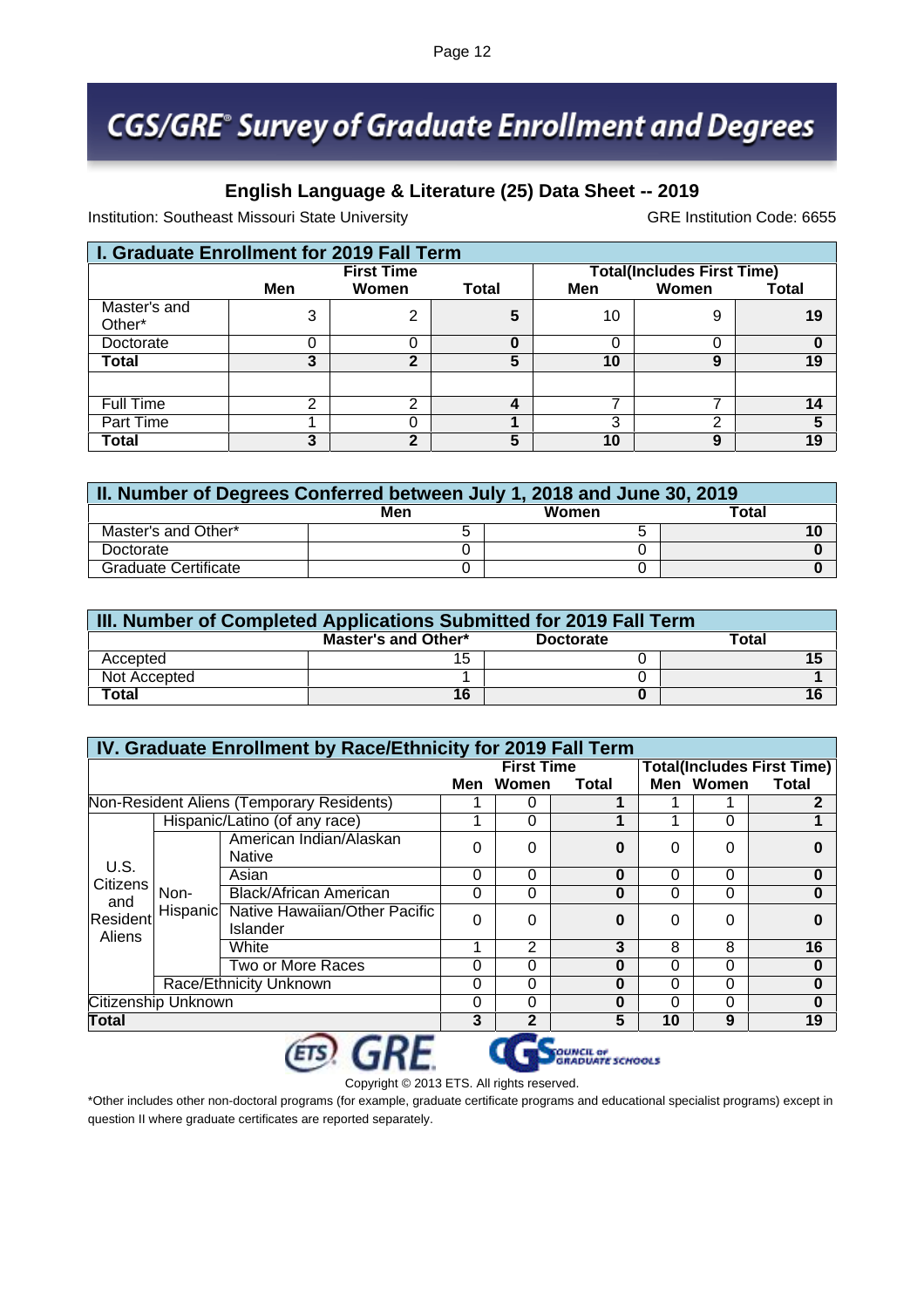# CGS/GRE® Survey of Graduate Enrollment and Degrees

## English Language & Literature (25) Data Sheet -- 2019

Institution: Southeast Missouri State University

GRE Institution Code: 6655

### I. Graduate Enrollment for 2019 Fall Term

| | First Time | | | Total(Includes First Time) | | |
|---|---|---|---|---|---|---|
| | Men | Women | Total | Men | Women | Total |
| Master's and Other* | 3 | 2 | **5** | 10 | 9 | **19** |
| Doctorate | 0 | 0 | **0** | 0 | 0 | **0** |
| **Total** | **3** | **2** | **5** | **10** | **9** | **19** |
| | | | | | | |
| Full Time | 2 | 2 | **4** | 7 | 7 | **14** |
| Part Time | 1 | 0 | **1** | 3 | 2 | **5** |
| **Total** | **3** | **2** | **5** | **10** | **9** | **19** |

### II. Number of Degrees Conferred between July 1, 2018 and June 30, 2019

| | Men | Women | Total |
|---|---|---|---|
| Master's and Other* | 5 | 5 | **10** |
| Doctorate | 0 | 0 | **0** |
| Graduate Certificate | 0 | 0 | **0** |

### III. Number of Completed Applications Submitted for 2019 Fall Term

| | Master's and Other* | Doctorate | Total |
|---|---|---|---|
| Accepted | 15 | 0 | **15** |
| Not Accepted | 1 | 0 | **1** |
| **Total** | **16** | **0** | **16** |

### IV. Graduate Enrollment by Race/Ethnicity for 2019 Fall Term

| | | | First Time | | | Total(Includes First Time) | | |
|---|---|---|---|---|---|---|---|---|
| | | | Men | Women | Total | Men | Women | Total |
| Non-Resident Aliens (Temporary Residents) | | | 1 | 0 | **1** | 1 | 1 | **2** |
| U.S. Citizens and Resident Aliens | Hispanic/Latino (of any race) | | 1 | 0 | **1** | 1 | 0 | **1** |
| | Non-Hispanic | American Indian/Alaskan Native | 0 | 0 | **0** | 0 | 0 | **0** |
| | | Asian | 0 | 0 | **0** | 0 | 0 | **0** |
| | | Black/African American | 0 | 0 | **0** | 0 | 0 | **0** |
| | | Native Hawaiian/Other Pacific Islander | 0 | 0 | **0** | 0 | 0 | **0** |
| | | White | 1 | 2 | **3** | 8 | 8 | **16** |
| | | Two or More Races | 0 | 0 | **0** | 0 | 0 | **0** |
| | Race/Ethnicity Unknown | | 0 | 0 | **0** | 0 | 0 | **0** |
| Citizenship Unknown | | | 0 | 0 | **0** | 0 | 0 | **0** |
| **Total** | | | **3** | **2** | **5** | **10** | **9** | **19** |

Copyright © 2013 ETS. All rights reserved.

*Other includes other non-doctoral programs (for example, graduate certificate programs and educational specialist programs) except in question II where graduate certificates are reported separately.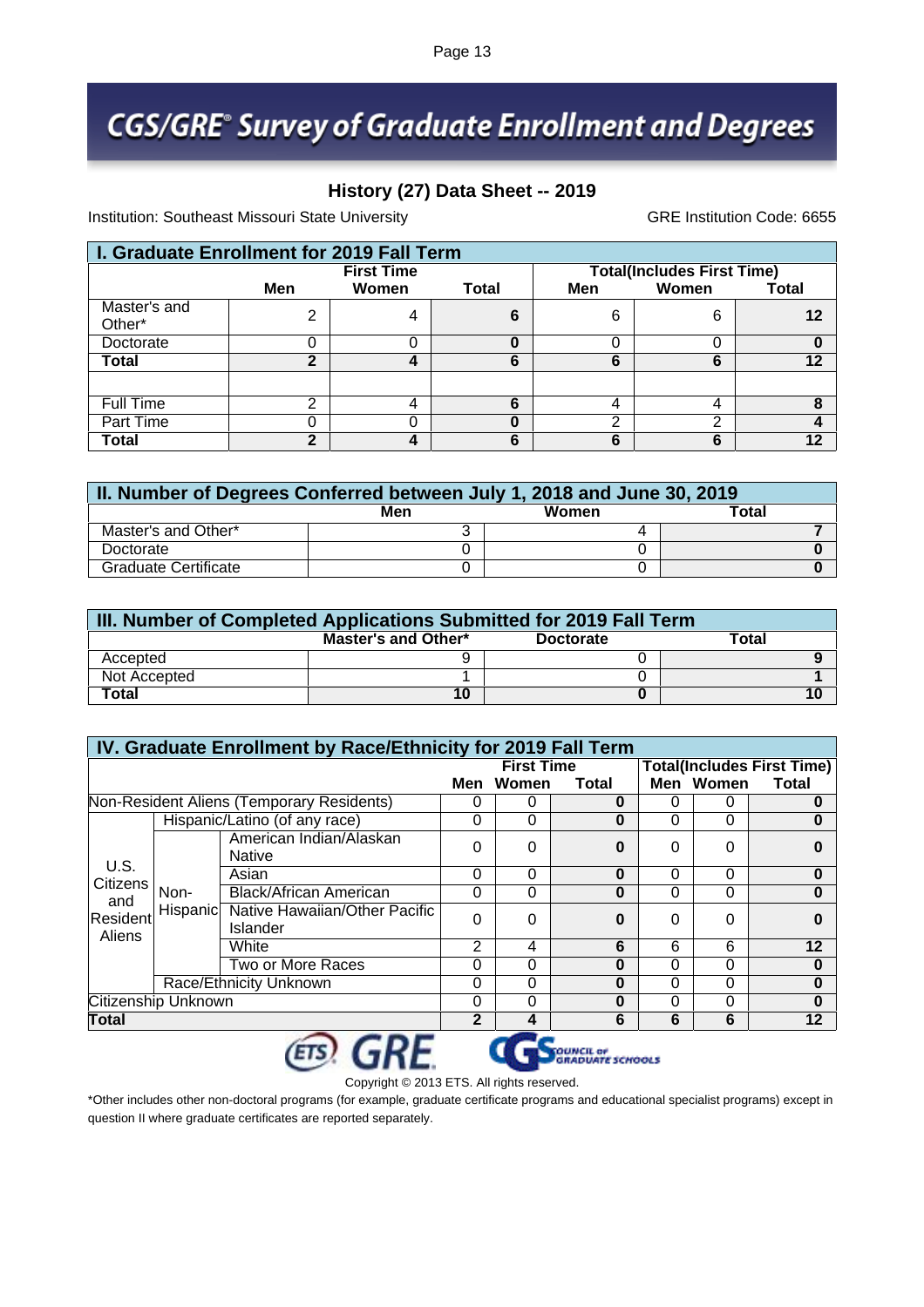# CGS/GRE® Survey of Graduate Enrollment and Degrees

## History (27) Data Sheet -- 2019

Institution: Southeast Missouri State University

GRE Institution Code: 6655

### I. Graduate Enrollment for 2019 Fall Term

| | First Time | | | Total(Includes First Time) | | |
|---|---|---|---|---|---|---|
| | Men | Women | Total | Men | Women | Total |
| Master's and Other* | 2 | 4 | **6** | 6 | 6 | **12** |
| Doctorate | 0 | 0 | **0** | 0 | 0 | **0** |
| **Total** | **2** | **4** | **6** | **6** | **6** | **12** |
| | | | | | | |
| Full Time | 2 | 4 | **6** | 4 | 4 | **8** |
| Part Time | 0 | 0 | **0** | 2 | 2 | **4** |
| **Total** | **2** | **4** | **6** | **6** | **6** | **12** |

### II. Number of Degrees Conferred between July 1, 2018 and June 30, 2019

| | Men | Women | Total |
|---|---|---|---|
| Master's and Other* | 3 | 4 | **7** |
| Doctorate | 0 | 0 | **0** |
| Graduate Certificate | 0 | 0 | **0** |

### III. Number of Completed Applications Submitted for 2019 Fall Term

| | Master's and Other* | Doctorate | Total |
|---|---|---|---|
| Accepted | 9 | 0 | **9** |
| Not Accepted | 1 | 0 | **1** |
| **Total** | **10** | **0** | **10** |

### IV. Graduate Enrollment by Race/Ethnicity for 2019 Fall Term

| | | | First Time | | | Total(Includes First Time) | | |
|---|---|---|---|---|---|---|---|---|
| | | | Men | Women | Total | Men | Women | Total |
| Non-Resident Aliens (Temporary Residents) | | | 0 | 0 | **0** | 0 | 0 | **0** |
| U.S. Citizens and Resident Aliens | Hispanic/Latino (of any race) | | 0 | 0 | **0** | 0 | 0 | **0** |
| | Non-Hispanic | American Indian/Alaskan Native | 0 | 0 | **0** | 0 | 0 | **0** |
| | | Asian | 0 | 0 | **0** | 0 | 0 | **0** |
| | | Black/African American | 0 | 0 | **0** | 0 | 0 | **0** |
| | | Native Hawaiian/Other Pacific Islander | 0 | 0 | **0** | 0 | 0 | **0** |
| | | White | 2 | 4 | **6** | 6 | 6 | **12** |
| | | Two or More Races | 0 | 0 | **0** | 0 | 0 | **0** |
| | Race/Ethnicity Unknown | | 0 | 0 | **0** | 0 | 0 | **0** |
| Citizenship Unknown | | | 0 | 0 | **0** | 0 | 0 | **0** |
| **Total** | | | **2** | **4** | **6** | **6** | **6** | **12** |

Copyright © 2013 ETS. All rights reserved.

*Other includes other non-doctoral programs (for example, graduate certificate programs and educational specialist programs) except in question II where graduate certificates are reported separately.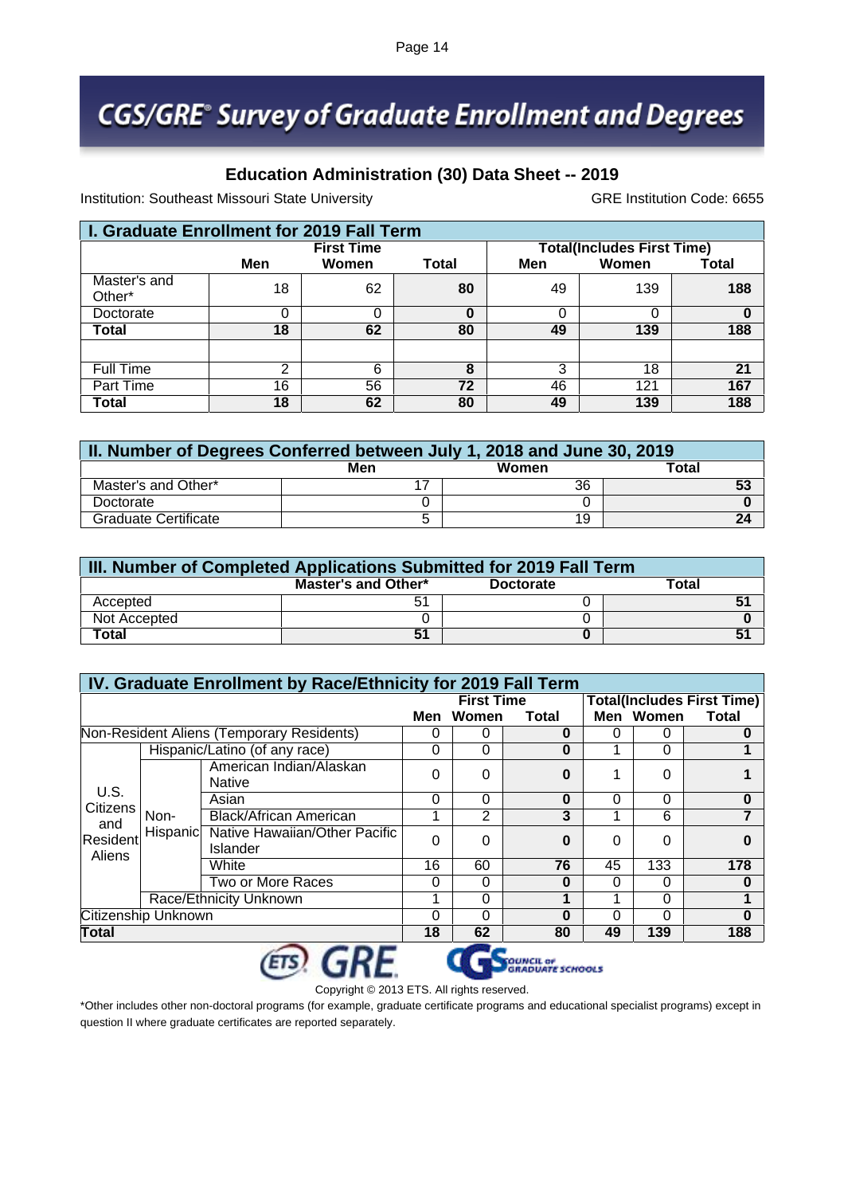# CGS/GRE® Survey of Graduate Enrollment and Degrees

## Education Administration (30) Data Sheet -- 2019

Institution: Southeast Missouri State University

GRE Institution Code: 6655

### I. Graduate Enrollment for 2019 Fall Term

| | First Time | | | Total(Includes First Time) | | |
|---|---|---|---|---|---|---|
| | Men | Women | Total | Men | Women | Total |
| Master's and Other* | 18 | 62 | **80** | 49 | 139 | **188** |
| Doctorate | 0 | 0 | **0** | 0 | 0 | **0** |
| **Total** | **18** | **62** | **80** | **49** | **139** | **188** |
| | | | | | | |
| Full Time | 2 | 6 | **8** | 3 | 18 | **21** |
| Part Time | 16 | 56 | **72** | 46 | 121 | **167** |
| **Total** | **18** | **62** | **80** | **49** | **139** | **188** |

### II. Number of Degrees Conferred between July 1, 2018 and June 30, 2019

| | Men | Women | Total |
|---|---|---|---|
| Master's and Other* | 17 | 36 | **53** |
| Doctorate | 0 | 0 | **0** |
| Graduate Certificate | 5 | 19 | **24** |

### III. Number of Completed Applications Submitted for 2019 Fall Term

| | Master's and Other* | Doctorate | Total |
|---|---|---|---|
| Accepted | 51 | 0 | **51** |
| Not Accepted | 0 | 0 | **0** |
| **Total** | **51** | **0** | **51** |

### IV. Graduate Enrollment by Race/Ethnicity for 2019 Fall Term

| | | | First Time | | | Total(Includes First Time) | | |
|---|---|---|---|---|---|---|---|---|
| | | | Men | Women | Total | Men | Women | Total |
| Non-Resident Aliens (Temporary Residents) | | | 0 | 0 | **0** | 0 | 0 | **0** |
| U.S. Citizens and Resident Aliens | Hispanic/Latino (of any race) | | 0 | 0 | **0** | 1 | 0 | **1** |
| | Non-Hispanic | American Indian/Alaskan Native | 0 | 0 | **0** | 1 | 0 | **1** |
| | | Asian | 0 | 0 | **0** | 0 | 0 | **0** |
| | | Black/African American | 1 | 2 | **3** | 1 | 6 | **7** |
| | | Native Hawaiian/Other Pacific Islander | 0 | 0 | **0** | 0 | 0 | **0** |
| | | White | 16 | 60 | **76** | 45 | 133 | **178** |
| | | Two or More Races | 0 | 0 | **0** | 0 | 0 | **0** |
| | Race/Ethnicity Unknown | | 1 | 0 | **1** | 1 | 0 | **1** |
| Citizenship Unknown | | | 0 | 0 | **0** | 0 | 0 | **0** |
| **Total** | | | **18** | **62** | **80** | **49** | **139** | **188** |

Copyright © 2013 ETS. All rights reserved.

*Other includes other non-doctoral programs (for example, graduate certificate programs and educational specialist programs) except in question II where graduate certificates are reported separately.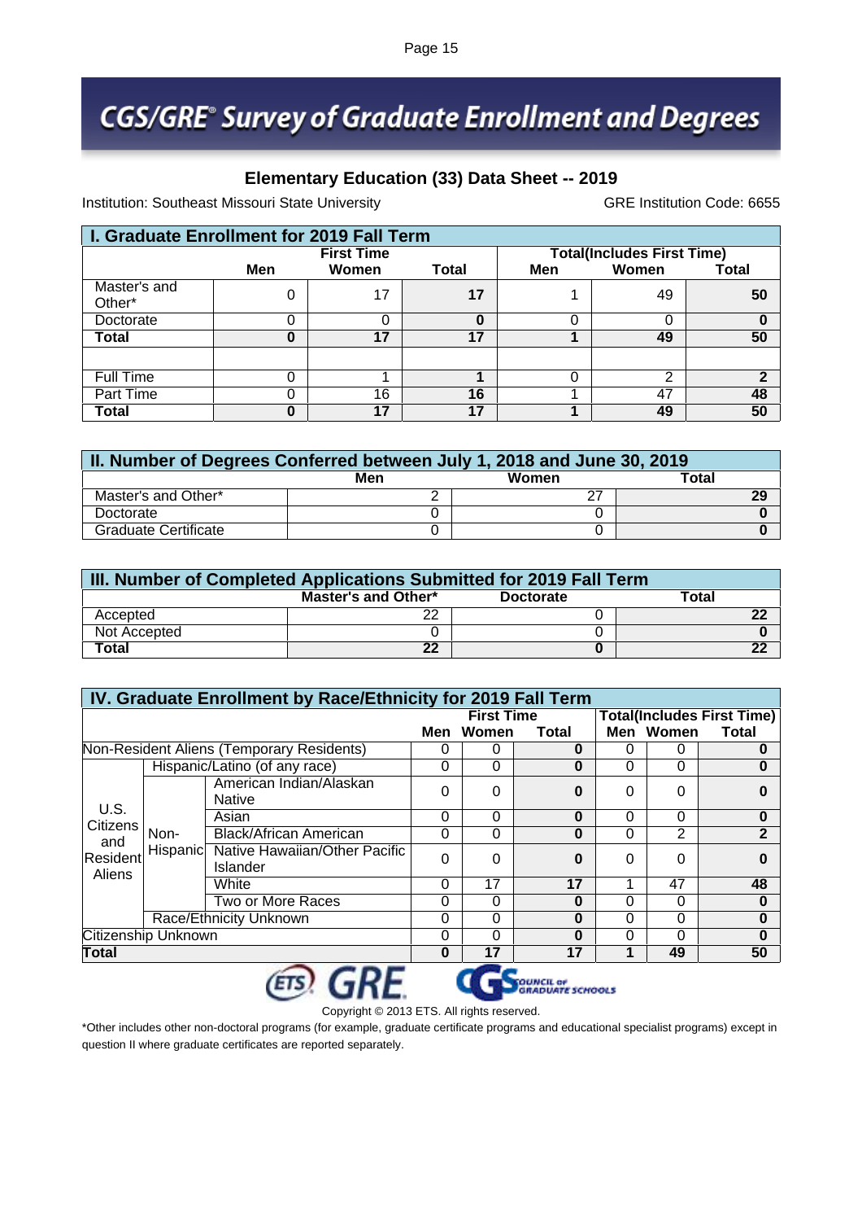# CGS/GRE® Survey of Graduate Enrollment and Degrees

## Elementary Education (33) Data Sheet -- 2019

Institution: Southeast Missouri State University

GRE Institution Code: 6655

### I. Graduate Enrollment for 2019 Fall Term

| | First Time | | | Total(Includes First Time) | | |
|---|---|---|---|---|---|---|
| | Men | Women | Total | Men | Women | Total |
| Master's and Other* | 0 | 17 | **17** | 1 | 49 | **50** |
| Doctorate | 0 | 0 | **0** | 0 | 0 | **0** |
| **Total** | **0** | **17** | **17** | **1** | **49** | **50** |
| | | | | | | |
| Full Time | 0 | 1 | **1** | 0 | 2 | **2** |
| Part Time | 0 | 16 | **16** | 1 | 47 | **48** |
| **Total** | **0** | **17** | **17** | **1** | **49** | **50** |

### II. Number of Degrees Conferred between July 1, 2018 and June 30, 2019

| | Men | Women | Total |
|---|---|---|---|
| Master's and Other* | 2 | 27 | **29** |
| Doctorate | 0 | 0 | **0** |
| Graduate Certificate | 0 | 0 | **0** |

### III. Number of Completed Applications Submitted for 2019 Fall Term

| | Master's and Other* | Doctorate | Total |
|---|---|---|---|
| Accepted | 22 | 0 | **22** |
| Not Accepted | 0 | 0 | **0** |
| **Total** | **22** | **0** | **22** |

### IV. Graduate Enrollment by Race/Ethnicity for 2019 Fall Term

| | | | First Time | | | Total(Includes First Time) | | |
|---|---|---|---|---|---|---|---|---|
| | | | Men | Women | Total | Men | Women | Total |
| Non-Resident Aliens (Temporary Residents) | | | 0 | 0 | **0** | 0 | 0 | **0** |
| U.S. Citizens and Resident Aliens | Hispanic/Latino (of any race) | | 0 | 0 | **0** | 0 | 0 | **0** |
| | Non-Hispanic | American Indian/Alaskan Native | 0 | 0 | **0** | 0 | 0 | **0** |
| | | Asian | 0 | 0 | **0** | 0 | 0 | **0** |
| | | Black/African American | 0 | 0 | **0** | 0 | 2 | **2** |
| | | Native Hawaiian/Other Pacific Islander | 0 | 0 | **0** | 0 | 0 | **0** |
| | | White | 0 | 17 | **17** | 1 | 47 | **48** |
| | | Two or More Races | 0 | 0 | **0** | 0 | 0 | **0** |
| | Race/Ethnicity Unknown | | 0 | 0 | **0** | 0 | 0 | **0** |
| Citizenship Unknown | | | 0 | 0 | **0** | 0 | 0 | **0** |
| **Total** | | | **0** | **17** | **17** | **1** | **49** | **50** |

Copyright © 2013 ETS. All rights reserved.

*Other includes other non-doctoral programs (for example, graduate certificate programs and educational specialist programs) except in question II where graduate certificates are reported separately.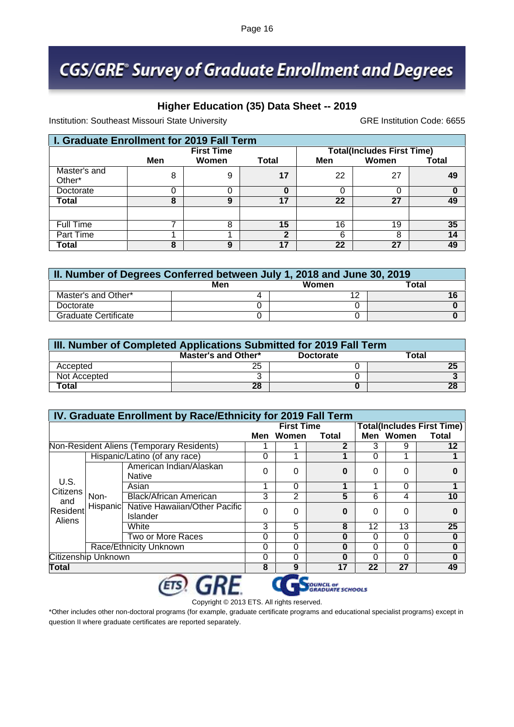# CGS/GRE® Survey of Graduate Enrollment and Degrees

## Higher Education (35) Data Sheet -- 2019

Institution: Southeast Missouri State University

GRE Institution Code: 6655

### I. Graduate Enrollment for 2019 Fall Term

| | First Time | | | Total(Includes First Time) | | |
|---|---|---|---|---|---|---|
| | Men | Women | Total | Men | Women | Total |
| Master's and Other* | 8 | 9 | **17** | 22 | 27 | **49** |
| Doctorate | 0 | 0 | **0** | 0 | 0 | **0** |
| **Total** | **8** | **9** | **17** | **22** | **27** | **49** |
| | | | | | | |
| Full Time | 7 | 8 | **15** | 16 | 19 | **35** |
| Part Time | 1 | 1 | **2** | 6 | 8 | **14** |
| **Total** | **8** | **9** | **17** | **22** | **27** | **49** |

### II. Number of Degrees Conferred between July 1, 2018 and June 30, 2019

| | Men | Women | Total |
|---|---|---|---|
| Master's and Other* | 4 | 12 | **16** |
| Doctorate | 0 | 0 | **0** |
| Graduate Certificate | 0 | 0 | **0** |

### III. Number of Completed Applications Submitted for 2019 Fall Term

| | Master's and Other* | Doctorate | Total |
|---|---|---|---|
| Accepted | 25 | 0 | **25** |
| Not Accepted | 3 | 0 | **3** |
| **Total** | **28** | **0** | **28** |

### IV. Graduate Enrollment by Race/Ethnicity for 2019 Fall Term

| | | | First Time | | | Total(Includes First Time) | | |
|---|---|---|---|---|---|---|---|---|
| | | | Men | Women | Total | Men | Women | Total |
| Non-Resident Aliens (Temporary Residents) | | | 1 | 1 | **2** | 3 | 9 | **12** |
| U.S. Citizens and Resident Aliens | Hispanic/Latino (of any race) | | 0 | 1 | **1** | 0 | 1 | **1** |
| | Non-Hispanic | American Indian/Alaskan Native | 0 | 0 | **0** | 0 | 0 | **0** |
| | | Asian | 1 | 0 | **1** | 1 | 0 | **1** |
| | | Black/African American | 3 | 2 | **5** | 6 | 4 | **10** |
| | | Native Hawaiian/Other Pacific Islander | 0 | 0 | **0** | 0 | 0 | **0** |
| | | White | 3 | 5 | **8** | 12 | 13 | **25** |
| | | Two or More Races | 0 | 0 | **0** | 0 | 0 | **0** |
| | Race/Ethnicity Unknown | | 0 | 0 | **0** | 0 | 0 | **0** |
| Citizenship Unknown | | | 0 | 0 | **0** | 0 | 0 | **0** |
| **Total** | | | **8** | **9** | **17** | **22** | **27** | **49** |

Copyright © 2013 ETS. All rights reserved.

*Other includes other non-doctoral programs (for example, graduate certificate programs and educational specialist programs) except in question II where graduate certificates are reported separately.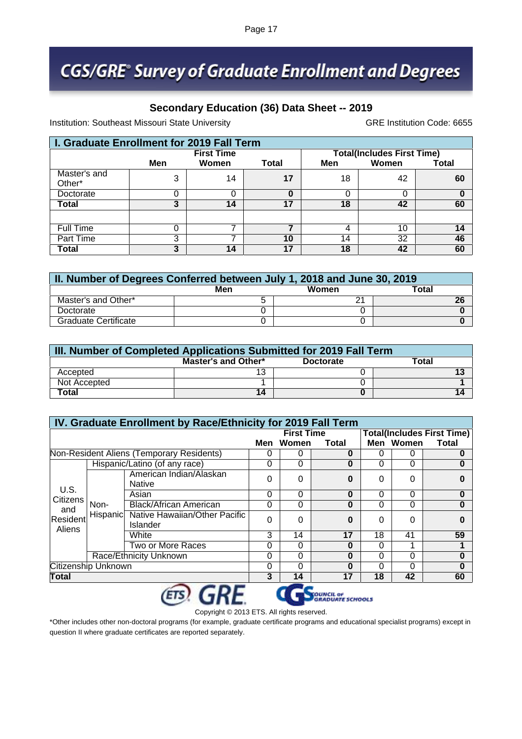# CGS/GRE® Survey of Graduate Enrollment and Degrees

## Secondary Education (36) Data Sheet -- 2019

Institution: Southeast Missouri State University

GRE Institution Code: 6655

### I. Graduate Enrollment for 2019 Fall Term

| | First Time | | | Total(Includes First Time) | | |
|---|---|---|---|---|---|---|
| | Men | Women | Total | Men | Women | Total |
| Master's and Other* | 3 | 14 | **17** | 18 | 42 | **60** |
| Doctorate | 0 | 0 | **0** | 0 | 0 | **0** |
| **Total** | **3** | **14** | **17** | **18** | **42** | **60** |
| | | | | | | |
| Full Time | 0 | 7 | **7** | 4 | 10 | **14** |
| Part Time | 3 | 7 | **10** | 14 | 32 | **46** |
| **Total** | **3** | **14** | **17** | **18** | **42** | **60** |

### II. Number of Degrees Conferred between July 1, 2018 and June 30, 2019

| | Men | Women | Total |
|---|---|---|---|
| Master's and Other* | 5 | 21 | **26** |
| Doctorate | 0 | 0 | **0** |
| Graduate Certificate | 0 | 0 | **0** |

### III. Number of Completed Applications Submitted for 2019 Fall Term

| | Master's and Other* | Doctorate | Total |
|---|---|---|---|
| Accepted | 13 | 0 | **13** |
| Not Accepted | 1 | 0 | **1** |
| **Total** | **14** | **0** | **14** |

### IV. Graduate Enrollment by Race/Ethnicity for 2019 Fall Term

| | | | First Time | | | Total(Includes First Time) | | |
|---|---|---|---|---|---|---|---|---|
| | | | Men | Women | Total | Men | Women | Total |
| Non-Resident Aliens (Temporary Residents) | | | 0 | 0 | **0** | 0 | 0 | **0** |
| U.S. Citizens and Resident Aliens | Hispanic/Latino (of any race) | | 0 | 0 | **0** | 0 | 0 | **0** |
| | Non-Hispanic | American Indian/Alaskan Native | 0 | 0 | **0** | 0 | 0 | **0** |
| | | Asian | 0 | 0 | **0** | 0 | 0 | **0** |
| | | Black/African American | 0 | 0 | **0** | 0 | 0 | **0** |
| | | Native Hawaiian/Other Pacific Islander | 0 | 0 | **0** | 0 | 0 | **0** |
| | | White | 3 | 14 | **17** | 18 | 41 | **59** |
| | | Two or More Races | 0 | 0 | **0** | 0 | 1 | **1** |
| | Race/Ethnicity Unknown | | 0 | 0 | **0** | 0 | 0 | **0** |
| Citizenship Unknown | | | 0 | 0 | **0** | 0 | 0 | **0** |
| **Total** | | | **3** | **14** | **17** | **18** | **42** | **60** |

Copyright © 2013 ETS. All rights reserved.

*Other includes other non-doctoral programs (for example, graduate certificate programs and educational specialist programs) except in question II where graduate certificates are reported separately.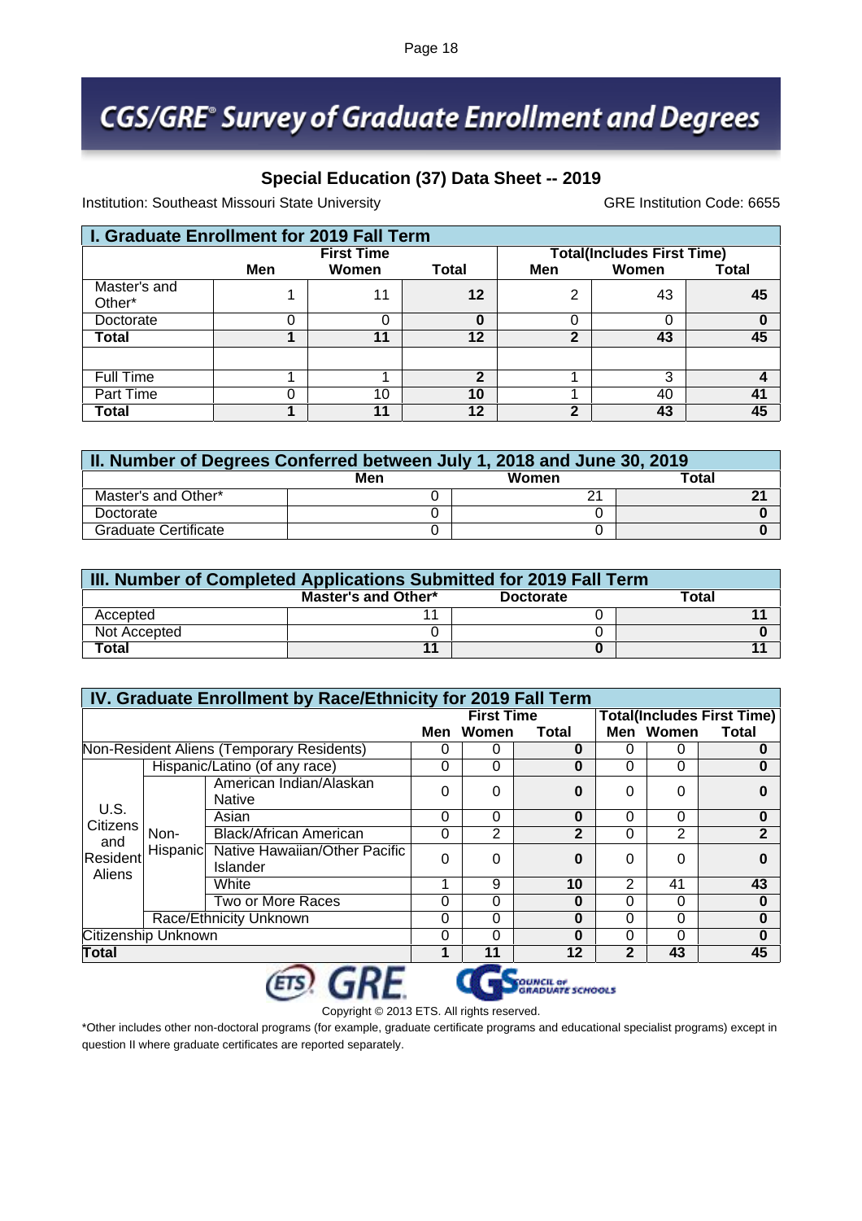# CGS/GRE® Survey of Graduate Enrollment and Degrees

## Special Education (37) Data Sheet -- 2019

Institution: Southeast Missouri State University

GRE Institution Code: 6655

| I. Graduate Enrollment for 2019 Fall Term | First Time | | | Total(Includes First Time) | | |
|---|---|---|---|---|---|---|
| | Men | Women | Total | Men | Women | Total |
| Master's and Other* | 1 | 11 | **12** | 2 | 43 | **45** |
| Doctorate | 0 | 0 | **0** | 0 | 0 | **0** |
| **Total** | **1** | **11** | **12** | **2** | **43** | **45** |
| | | | | | | |
| Full Time | 1 | 1 | **2** | 1 | 3 | **4** |
| Part Time | 0 | 10 | **10** | 1 | 40 | **41** |
| **Total** | **1** | **11** | **12** | **2** | **43** | **45** |

| II. Number of Degrees Conferred between July 1, 2018 and June 30, 2019 | Men | Women | Total |
|---|---|---|---|
| Master's and Other* | 0 | 21 | **21** |
| Doctorate | 0 | 0 | **0** |
| Graduate Certificate | 0 | 0 | **0** |

| III. Number of Completed Applications Submitted for 2019 Fall Term | Master's and Other* | Doctorate | Total |
|---|---|---|---|
| Accepted | 11 | 0 | **11** |
| Not Accepted | 0 | 0 | **0** |
| **Total** | **11** | **0** | **11** |

| IV. Graduate Enrollment by Race/Ethnicity for 2019 Fall Term | | | First Time | | | Total(Includes First Time) | | |
|---|---|---|---|---|---|---|---|---|
| | | | Men | Women | Total | Men | Women | Total |
| Non-Resident Aliens (Temporary Residents) | | | 0 | 0 | **0** | 0 | 0 | **0** |
| U.S. Citizens and Resident Aliens | Hispanic/Latino (of any race) | | 0 | 0 | **0** | 0 | 0 | **0** |
| | Non-Hispanic | American Indian/Alaskan Native | 0 | 0 | **0** | 0 | 0 | **0** |
| | | Asian | 0 | 0 | **0** | 0 | 0 | **0** |
| | | Black/African American | 0 | 2 | **2** | 0 | 2 | **2** |
| | | Native Hawaiian/Other Pacific Islander | 0 | 0 | **0** | 0 | 0 | **0** |
| | | White | 1 | 9 | **10** | 2 | 41 | **43** |
| | | Two or More Races | 0 | 0 | **0** | 0 | 0 | **0** |
| | Race/Ethnicity Unknown | | 0 | 0 | **0** | 0 | 0 | **0** |
| Citizenship Unknown | | | 0 | 0 | **0** | 0 | 0 | **0** |
| **Total** | | | **1** | **11** | **12** | **2** | **43** | **45** |

Copyright © 2013 ETS. All rights reserved.

*Other includes other non-doctoral programs (for example, graduate certificate programs and educational specialist programs) except in question II where graduate certificates are reported separately.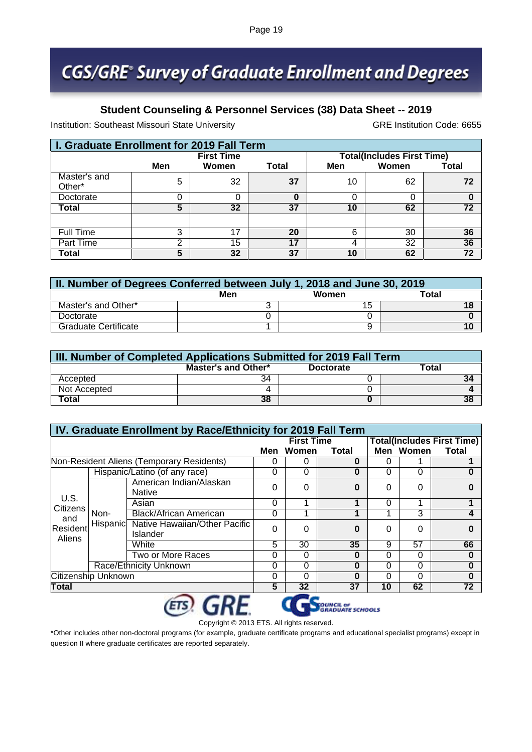# CGS/GRE® Survey of Graduate Enrollment and Degrees

## Student Counseling & Personnel Services (38) Data Sheet -- 2019

Institution: Southeast Missouri State University

GRE Institution Code: 6655

### I. Graduate Enrollment for 2019 Fall Term

| | First Time | | | Total(Includes First Time) | | |
|---|---|---|---|---|---|---|
| | Men | Women | Total | Men | Women | Total |
| Master's and Other* | 5 | 32 | **37** | 10 | 62 | **72** |
| Doctorate | 0 | 0 | **0** | 0 | 0 | **0** |
| **Total** | **5** | **32** | **37** | **10** | **62** | **72** |
| | | | | | | |
| Full Time | 3 | 17 | **20** | 6 | 30 | **36** |
| Part Time | 2 | 15 | **17** | 4 | 32 | **36** |
| **Total** | **5** | **32** | **37** | **10** | **62** | **72** |

### II. Number of Degrees Conferred between July 1, 2018 and June 30, 2019

| | Men | Women | Total |
|---|---|---|---|
| Master's and Other* | 3 | 15 | **18** |
| Doctorate | 0 | 0 | **0** |
| Graduate Certificate | 1 | 9 | **10** |

### III. Number of Completed Applications Submitted for 2019 Fall Term

| | Master's and Other* | Doctorate | Total |
|---|---|---|---|
| Accepted | 34 | 0 | **34** |
| Not Accepted | 4 | 0 | **4** |
| **Total** | **38** | **0** | **38** |

### IV. Graduate Enrollment by Race/Ethnicity for 2019 Fall Term

| | | | First Time | | | Total(Includes First Time) | | |
|---|---|---|---|---|---|---|---|---|
| | | | Men | Women | Total | Men | Women | Total |
| Non-Resident Aliens (Temporary Residents) | | | 0 | 0 | **0** | 0 | 1 | **1** |
| U.S. Citizens and Resident Aliens | Hispanic/Latino (of any race) | | 0 | 0 | **0** | 0 | 0 | **0** |
| | Non-Hispanic | American Indian/Alaskan Native | 0 | 0 | **0** | 0 | 0 | **0** |
| | | Asian | 0 | 1 | **1** | 0 | 1 | **1** |
| | | Black/African American | 0 | 1 | **1** | 1 | 3 | **4** |
| | | Native Hawaiian/Other Pacific Islander | 0 | 0 | **0** | 0 | 0 | **0** |
| | | White | 5 | 30 | **35** | 9 | 57 | **66** |
| | | Two or More Races | 0 | 0 | **0** | 0 | 0 | **0** |
| | Race/Ethnicity Unknown | | 0 | 0 | **0** | 0 | 0 | **0** |
| Citizenship Unknown | | | 0 | 0 | **0** | 0 | 0 | **0** |
| **Total** | | | **5** | **32** | **37** | **10** | **62** | **72** |

Copyright © 2013 ETS. All rights reserved.

*Other includes other non-doctoral programs (for example, graduate certificate programs and educational specialist programs) except in question II where graduate certificates are reported separately.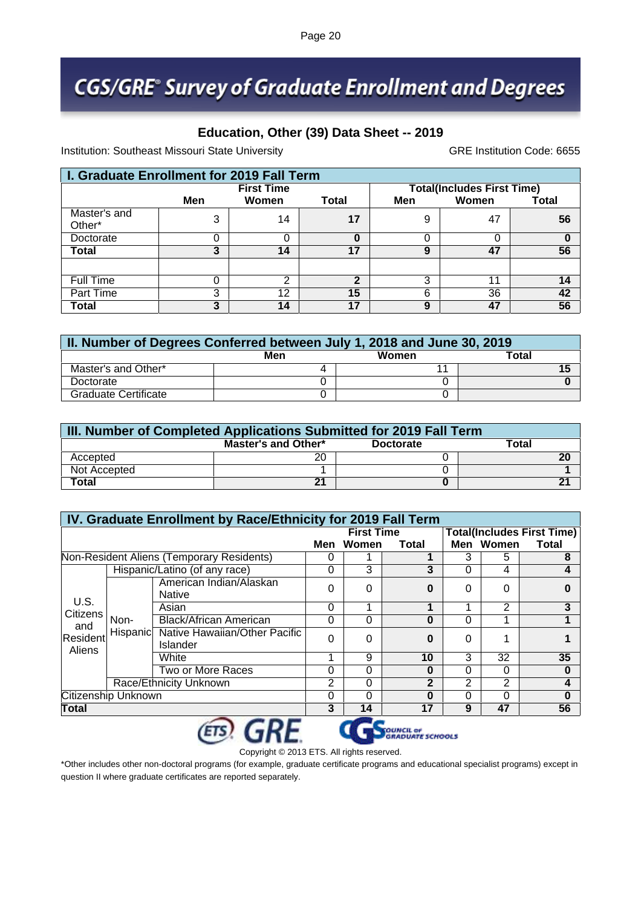# CGS/GRE® Survey of Graduate Enrollment and Degrees

## Education, Other (39) Data Sheet -- 2019

Institution: Southeast Missouri State University

GRE Institution Code: 6655

### I. Graduate Enrollment for 2019 Fall Term

| | First Time | | | Total(Includes First Time) | | |
|---|---|---|---|---|---|---|
| | Men | Women | Total | Men | Women | Total |
| Master's and Other* | 3 | 14 | **17** | 9 | 47 | **56** |
| Doctorate | 0 | 0 | **0** | 0 | 0 | **0** |
| **Total** | **3** | **14** | **17** | **9** | **47** | **56** |
| | | | | | | |
| Full Time | 0 | 2 | **2** | 3 | 11 | **14** |
| Part Time | 3 | 12 | **15** | 6 | 36 | **42** |
| **Total** | **3** | **14** | **17** | **9** | **47** | **56** |

### II. Number of Degrees Conferred between July 1, 2018 and June 30, 2019

| | Men | Women | Total |
|---|---|---|---|
| Master's and Other* | 4 | 11 | **15** |
| Doctorate | 0 | 0 | **0** |
| Graduate Certificate | 0 | 0 | |

### III. Number of Completed Applications Submitted for 2019 Fall Term

| | Master's and Other* | Doctorate | Total |
|---|---|---|---|
| Accepted | 20 | 0 | **20** |
| Not Accepted | 1 | 0 | **1** |
| **Total** | **21** | **0** | **21** |

### IV. Graduate Enrollment by Race/Ethnicity for 2019 Fall Term

| | | | First Time | | | Total(Includes First Time) | | |
|---|---|---|---|---|---|---|---|---|
| | | | Men | Women | Total | Men | Women | Total |
| Non-Resident Aliens (Temporary Residents) | | | 0 | 1 | **1** | 3 | 5 | **8** |
| U.S. Citizens and Resident Aliens | Hispanic/Latino (of any race) | | 0 | 3 | **3** | 0 | 4 | **4** |
| | Non-Hispanic | American Indian/Alaskan Native | 0 | 0 | **0** | 0 | 0 | **0** |
| | | Asian | 0 | 1 | **1** | 1 | 2 | **3** |
| | | Black/African American | 0 | 0 | **0** | 0 | 1 | **1** |
| | | Native Hawaiian/Other Pacific Islander | 0 | 0 | **0** | 0 | 1 | **1** |
| | | White | 1 | 9 | **10** | 3 | 32 | **35** |
| | | Two or More Races | 0 | 0 | **0** | 0 | 0 | **0** |
| | Race/Ethnicity Unknown | | 2 | 0 | **2** | 2 | 2 | **4** |
| Citizenship Unknown | | | 0 | 0 | **0** | 0 | 0 | **0** |
| **Total** | | | **3** | **14** | **17** | **9** | **47** | **56** |

Copyright © 2013 ETS. All rights reserved.

*Other includes other non-doctoral programs (for example, graduate certificate programs and educational specialist programs) except in question II where graduate certificates are reported separately.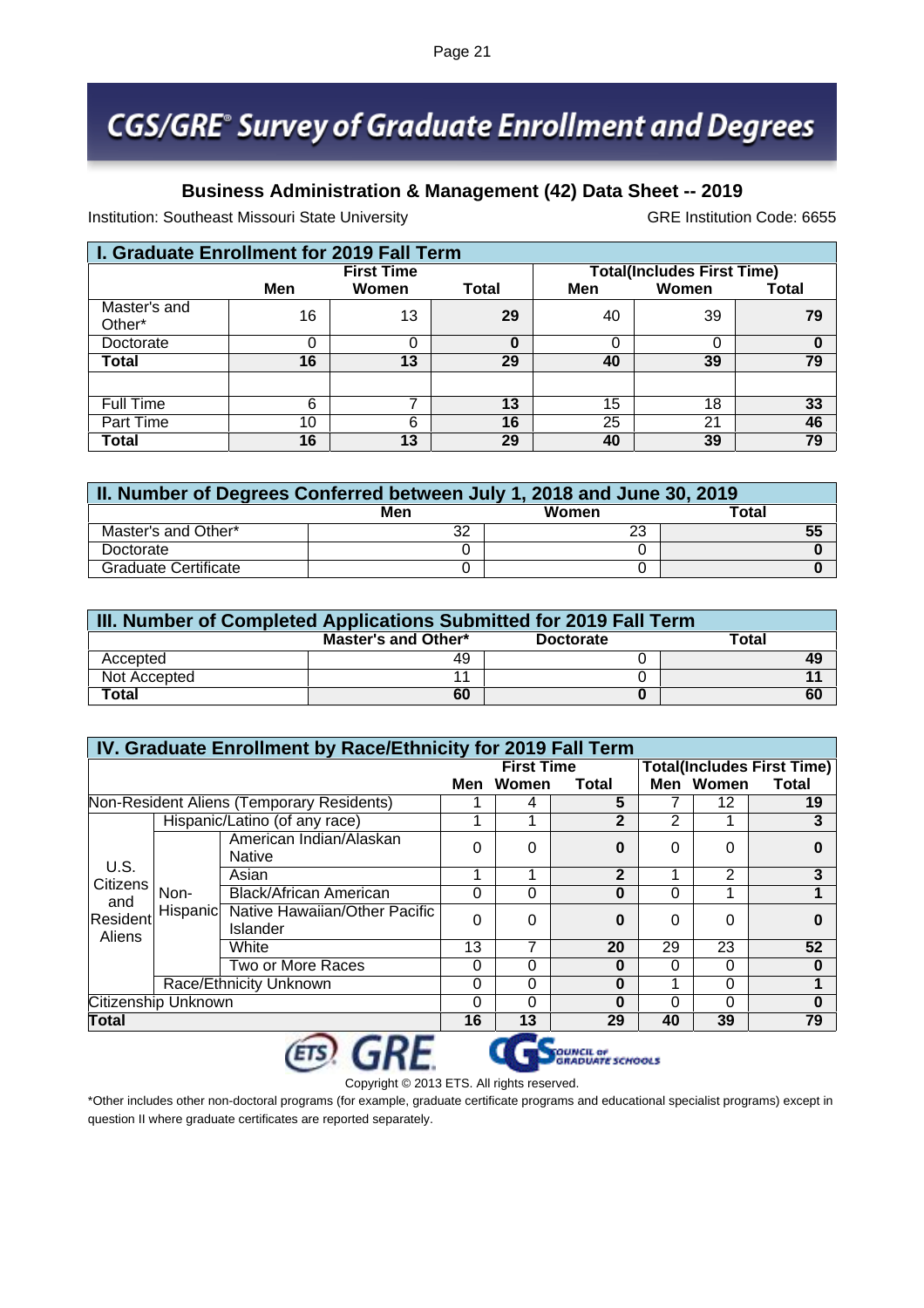# CGS/GRE® Survey of Graduate Enrollment and Degrees

## Business Administration & Management (42) Data Sheet -- 2019

Institution: Southeast Missouri State University

GRE Institution Code: 6655

### I. Graduate Enrollment for 2019 Fall Term

| | First Time | | | Total(Includes First Time) | | |
|---|---|---|---|---|---|---|
| | Men | Women | Total | Men | Women | Total |
| Master's and Other* | 16 | 13 | **29** | 40 | 39 | **79** |
| Doctorate | 0 | 0 | **0** | 0 | 0 | **0** |
| **Total** | **16** | **13** | **29** | **40** | **39** | **79** |
| | | | | | | |
| Full Time | 6 | 7 | **13** | 15 | 18 | **33** |
| Part Time | 10 | 6 | **16** | 25 | 21 | **46** |
| **Total** | **16** | **13** | **29** | **40** | **39** | **79** |

### II. Number of Degrees Conferred between July 1, 2018 and June 30, 2019

| | Men | Women | Total |
|---|---|---|---|
| Master's and Other* | 32 | 23 | **55** |
| Doctorate | 0 | 0 | **0** |
| Graduate Certificate | 0 | 0 | **0** |

### III. Number of Completed Applications Submitted for 2019 Fall Term

| | Master's and Other* | Doctorate | Total |
|---|---|---|---|
| Accepted | 49 | 0 | **49** |
| Not Accepted | 11 | 0 | **11** |
| **Total** | **60** | **0** | **60** |

### IV. Graduate Enrollment by Race/Ethnicity for 2019 Fall Term

| | | | First Time | | | Total(Includes First Time) | | |
|---|---|---|---|---|---|---|---|---|
| | | | Men | Women | Total | Men | Women | Total |
| Non-Resident Aliens (Temporary Residents) | | | 1 | 4 | **5** | 7 | 12 | **19** |
| U.S. Citizens and Resident Aliens | Hispanic/Latino (of any race) | | 1 | 1 | **2** | 2 | 1 | **3** |
| | Non-Hispanic | American Indian/Alaskan Native | 0 | 0 | **0** | 0 | 0 | **0** |
| | | Asian | 1 | 1 | **2** | 1 | 2 | **3** |
| | | Black/African American | 0 | 0 | **0** | 0 | 1 | **1** |
| | | Native Hawaiian/Other Pacific Islander | 0 | 0 | **0** | 0 | 0 | **0** |
| | | White | 13 | 7 | **20** | 29 | 23 | **52** |
| | | Two or More Races | 0 | 0 | **0** | 0 | 0 | **0** |
| | Race/Ethnicity Unknown | | 0 | 0 | **0** | 1 | 0 | **1** |
| Citizenship Unknown | | | 0 | 0 | **0** | 0 | 0 | **0** |
| **Total** | | | **16** | **13** | **29** | **40** | **39** | **79** |

ETS GRE — Council of Graduate Schools

Copyright © 2013 ETS. All rights reserved.

*Other includes other non-doctoral programs (for example, graduate certificate programs and educational specialist programs) except in question II where graduate certificates are reported separately.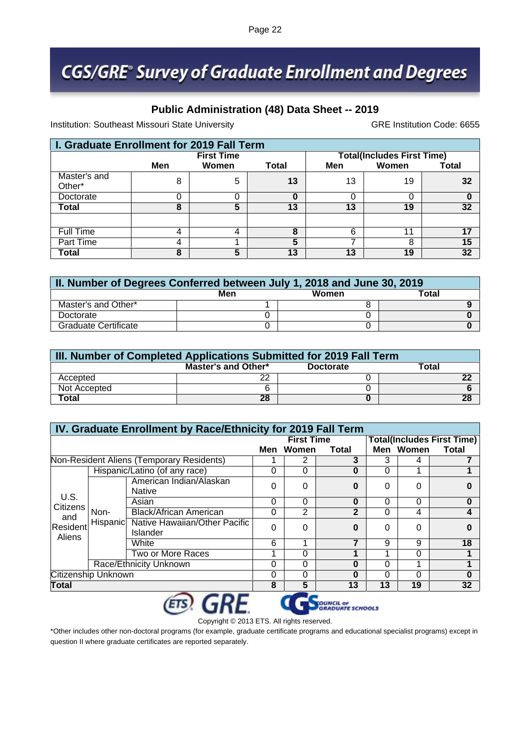# CGS/GRE® Survey of Graduate Enrollment and Degrees

## Public Administration (48) Data Sheet -- 2019

Institution: Southeast Missouri State University

GRE Institution Code: 6655

### I. Graduate Enrollment for 2019 Fall Term

| | First Time | | | Total(Includes First Time) | | |
|---|---|---|---|---|---|---|
| | Men | Women | Total | Men | Women | Total |
| Master's and Other* | 8 | 5 | **13** | 13 | 19 | **32** |
| Doctorate | 0 | 0 | **0** | 0 | 0 | **0** |
| **Total** | **8** | **5** | **13** | **13** | **19** | **32** |
| | | | | | | |
| Full Time | 4 | 4 | **8** | 6 | 11 | **17** |
| Part Time | 4 | 1 | **5** | 7 | 8 | **15** |
| **Total** | **8** | **5** | **13** | **13** | **19** | **32** |

### II. Number of Degrees Conferred between July 1, 2018 and June 30, 2019

| | Men | Women | Total |
|---|---|---|---|
| Master's and Other* | 1 | 8 | **9** |
| Doctorate | 0 | 0 | **0** |
| Graduate Certificate | 0 | 0 | **0** |

### III. Number of Completed Applications Submitted for 2019 Fall Term

| | Master's and Other* | Doctorate | Total |
|---|---|---|---|
| Accepted | 22 | 0 | **22** |
| Not Accepted | 6 | 0 | **6** |
| **Total** | **28** | **0** | **28** |

### IV. Graduate Enrollment by Race/Ethnicity for 2019 Fall Term

| | | | First Time | | | Total(Includes First Time) | | |
|---|---|---|---|---|---|---|---|---|
| | | | Men | Women | Total | Men | Women | Total |
| Non-Resident Aliens (Temporary Residents) | | | 1 | 2 | **3** | 3 | 4 | **7** |
| U.S. Citizens and Resident Aliens | Hispanic/Latino (of any race) | | 0 | 0 | **0** | 0 | 1 | **1** |
| | Non-Hispanic | American Indian/Alaskan Native | 0 | 0 | **0** | 0 | 0 | **0** |
| | | Asian | 0 | 0 | **0** | 0 | 0 | **0** |
| | | Black/African American | 0 | 2 | **2** | 0 | 4 | **4** |
| | | Native Hawaiian/Other Pacific Islander | 0 | 0 | **0** | 0 | 0 | **0** |
| | | White | 6 | 1 | **7** | 9 | 9 | **18** |
| | | Two or More Races | 1 | 0 | **1** | 1 | 0 | **1** |
| | Race/Ethnicity Unknown | | 0 | 0 | **0** | 0 | 1 | **1** |
| Citizenship Unknown | | | 0 | 0 | **0** | 0 | 0 | **0** |
| **Total** | | | **8** | **5** | **13** | **13** | **19** | **32** |

Copyright © 2013 ETS. All rights reserved.

*Other includes other non-doctoral programs (for example, graduate certificate programs and educational specialist programs) except in question II where graduate certificates are reported separately.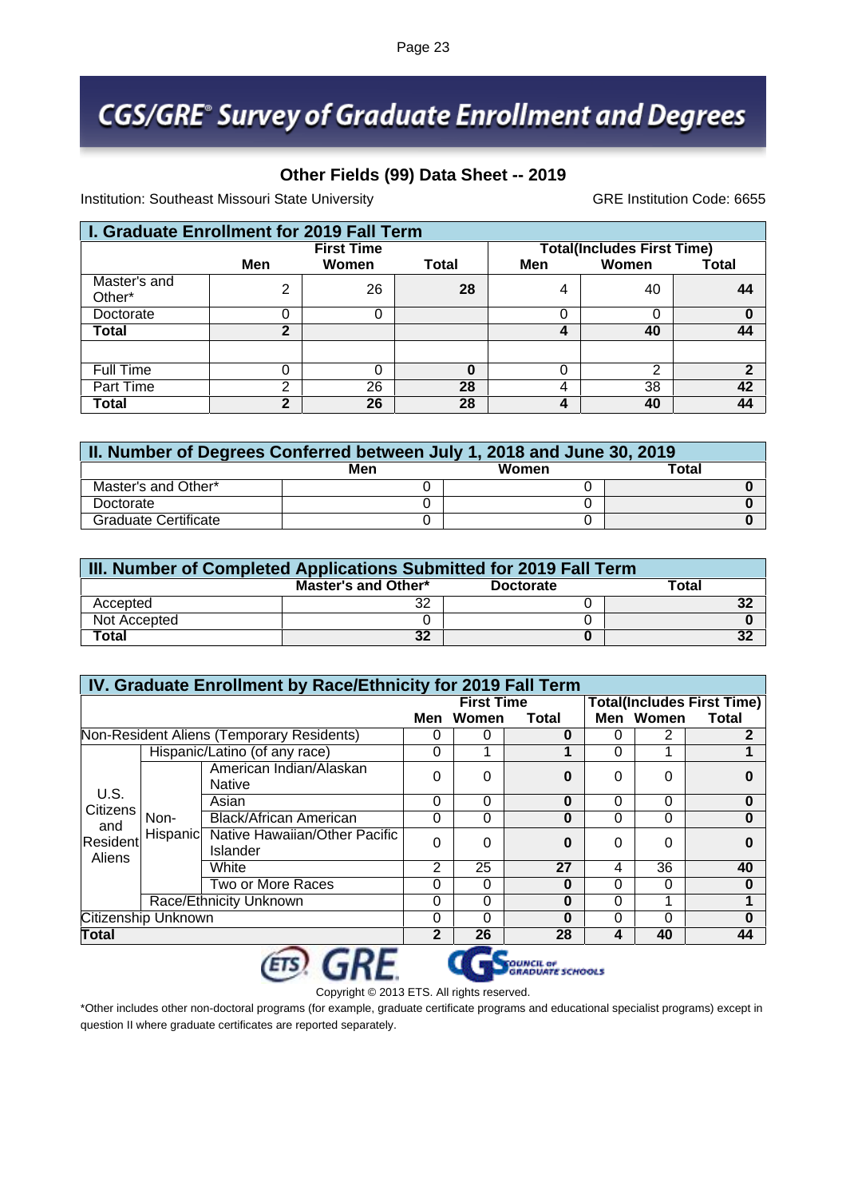# CGS/GRE® Survey of Graduate Enrollment and Degrees

## Other Fields (99) Data Sheet -- 2019

Institution: Southeast Missouri State University

GRE Institution Code: 6655

### I. Graduate Enrollment for 2019 Fall Term

| | First Time | | | Total(Includes First Time) | | |
|---|---|---|---|---|---|---|
| | Men | Women | Total | Men | Women | Total |
| Master's and Other* | 2 | 26 | **28** | 4 | 40 | **44** |
| Doctorate | 0 | 0 | | 0 | 0 | **0** |
| **Total** | **2** | | | **4** | **40** | **44** |
| | | | | | | |
| Full Time | 0 | 0 | **0** | 0 | 2 | **2** |
| Part Time | 2 | 26 | **28** | 4 | 38 | **42** |
| **Total** | **2** | **26** | **28** | **4** | **40** | **44** |

### II. Number of Degrees Conferred between July 1, 2018 and June 30, 2019

| | Men | Women | Total |
|---|---|---|---|
| Master's and Other* | 0 | 0 | **0** |
| Doctorate | 0 | 0 | **0** |
| Graduate Certificate | 0 | 0 | **0** |

### III. Number of Completed Applications Submitted for 2019 Fall Term

| | Master's and Other* | Doctorate | Total |
|---|---|---|---|
| Accepted | 32 | 0 | **32** |
| Not Accepted | 0 | 0 | **0** |
| **Total** | **32** | **0** | **32** |

### IV. Graduate Enrollment by Race/Ethnicity for 2019 Fall Term

| | | | First Time | | | Total(Includes First Time) | | |
|---|---|---|---|---|---|---|---|---|
| | | | Men | Women | Total | Men | Women | Total |
| Non-Resident Aliens (Temporary Residents) | | | 0 | 0 | **0** | 0 | 2 | **2** |
| U.S. Citizens and Resident Aliens | Hispanic/Latino (of any race) | | 0 | 1 | **1** | 0 | 1 | **1** |
| | Non-Hispanic | American Indian/Alaskan Native | 0 | 0 | **0** | 0 | 0 | **0** |
| | | Asian | 0 | 0 | **0** | 0 | 0 | **0** |
| | | Black/African American | 0 | 0 | **0** | 0 | 0 | **0** |
| | | Native Hawaiian/Other Pacific Islander | 0 | 0 | **0** | 0 | 0 | **0** |
| | | White | 2 | 25 | **27** | 4 | 36 | **40** |
| | | Two or More Races | 0 | 0 | **0** | 0 | 0 | **0** |
| | Race/Ethnicity Unknown | | 0 | 0 | **0** | 0 | 1 | **1** |
| Citizenship Unknown | | | 0 | 0 | **0** | 0 | 0 | **0** |
| **Total** | | | **2** | **26** | **28** | **4** | **40** | **44** |

Copyright © 2013 ETS. All rights reserved.

*Other includes other non-doctoral programs (for example, graduate certificate programs and educational specialist programs) except in question II where graduate certificates are reported separately.